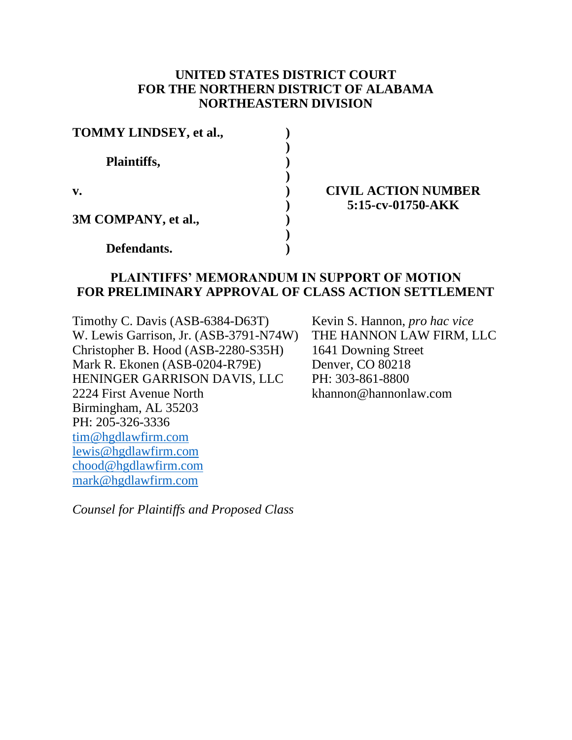**UNITED STATES DISTRICT COURT**
**FOR THE NORTHERN DISTRICT OF ALABAMA**
**NORTHEASTERN DIVISION**

| | | |
|---|---|---|
| **TOMMY LINDSEY, et al.,** | **)** | |
| | **)** | |
| **Plaintiffs,** | **)** | |
| | **)** | |
| **v.** | **)** | **CIVIL ACTION NUMBER** |
| | **)** | **5:15-cv-01750-AKK** |
| **3M COMPANY, et al.,** | **)** | |
| | **)** | |
| **Defendants.** | **)** | |

**PLAINTIFFS' MEMORANDUM IN SUPPORT OF MOTION FOR PRELIMINARY APPROVAL OF CLASS ACTION SETTLEMENT**

Timothy C. Davis (ASB-6384-D63T)
W. Lewis Garrison, Jr. (ASB-3791-N74W)
Christopher B. Hood (ASB-2280-S35H)
Mark R. Ekonen (ASB-0204-R79E)
HENINGER GARRISON DAVIS, LLC
2224 First Avenue North
Birmingham, AL 35203
PH: 205-326-3336
tim@hgdlawfirm.com
lewis@hgdlawfirm.com
chood@hgdlawfirm.com
mark@hgdlawfirm.com

Kevin S. Hannon, *pro hac vice*
THE HANNON LAW FIRM, LLC
1641 Downing Street
Denver, CO 80218
PH: 303-861-8800
khannon@hannonlaw.com

*Counsel for Plaintiffs and Proposed Class*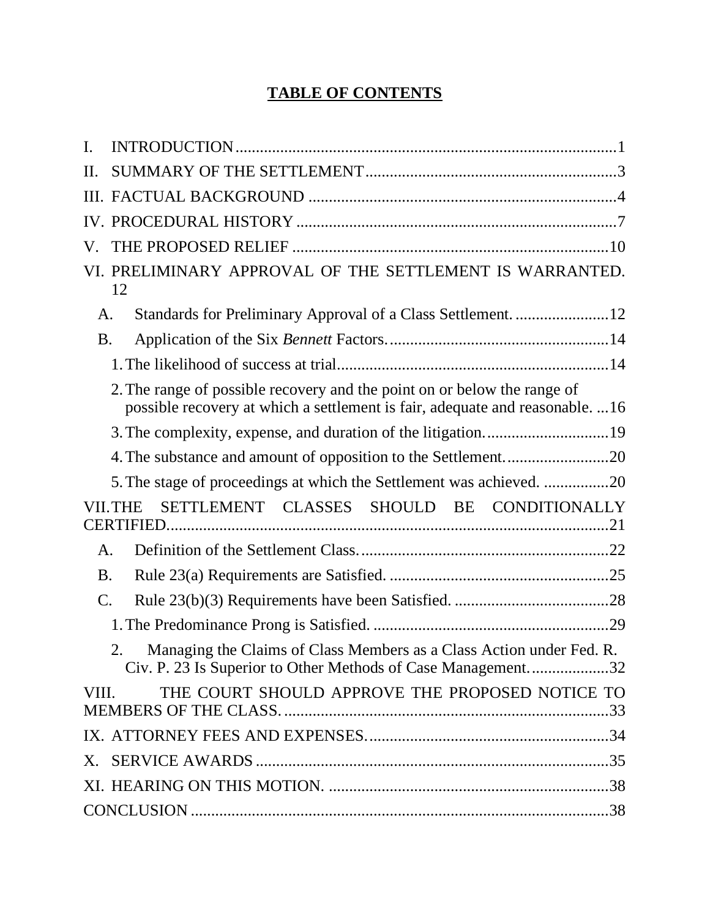# TABLE OF CONTENTS

I. INTRODUCTION....1

II. SUMMARY OF THE SETTLEMENT....3

III. FACTUAL BACKGROUND....4

IV. PROCEDURAL HISTORY....7

V. THE PROPOSED RELIEF....10

VI. PRELIMINARY APPROVAL OF THE SETTLEMENT IS WARRANTED. 12

- A. Standards for Preliminary Approval of a Class Settlement....12
- B. Application of the Six *Bennett* Factors....14
  - 1. The likelihood of success at trial....14
  - 2. The range of possible recovery and the point on or below the range of possible recovery at which a settlement is fair, adequate and reasonable. ...16
  - 3. The complexity, expense, and duration of the litigation....19
  - 4. The substance and amount of opposition to the Settlement....20
  - 5. The stage of proceedings at which the Settlement was achieved. ....20

VII. THE SETTLEMENT CLASSES SHOULD BE CONDITIONALLY CERTIFIED....21

- A. Definition of the Settlement Class....22
- B. Rule 23(a) Requirements are Satisfied. ....25
- C. Rule 23(b)(3) Requirements have been Satisfied. ....28
  - 1. The Predominance Prong is Satisfied. ....29
  - 2. Managing the Claims of Class Members as a Class Action under Fed. R. Civ. P. 23 Is Superior to Other Methods of Case Management....32

VIII. THE COURT SHOULD APPROVE THE PROPOSED NOTICE TO MEMBERS OF THE CLASS....33

IX. ATTORNEY FEES AND EXPENSES....34

X. SERVICE AWARDS....35

XI. HEARING ON THIS MOTION. ....38

CONCLUSION....38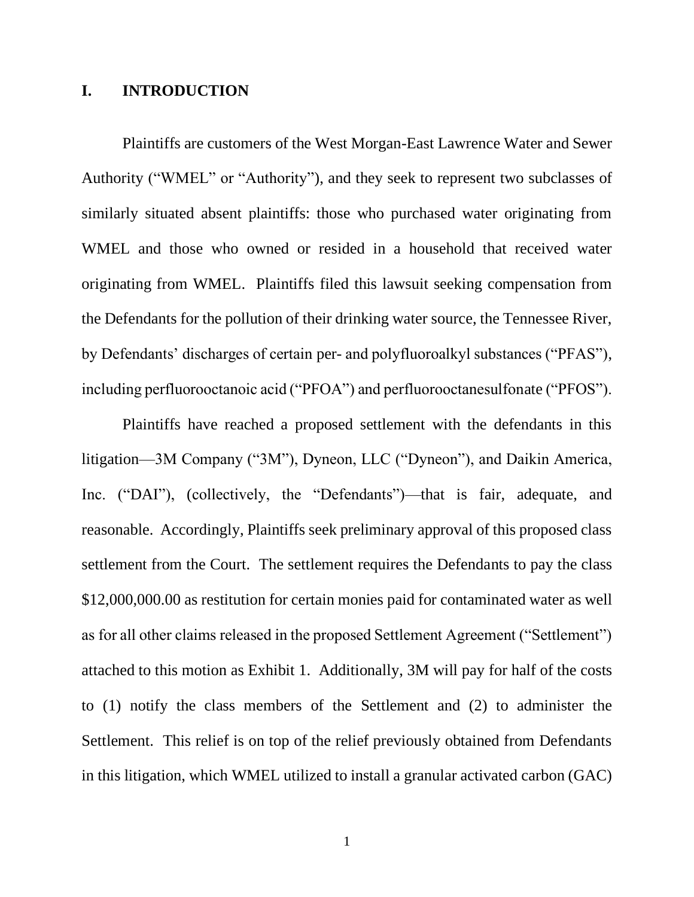## I. INTRODUCTION

Plaintiffs are customers of the West Morgan-East Lawrence Water and Sewer Authority ("WMEL" or "Authority"), and they seek to represent two subclasses of similarly situated absent plaintiffs: those who purchased water originating from WMEL and those who owned or resided in a household that received water originating from WMEL. Plaintiffs filed this lawsuit seeking compensation from the Defendants for the pollution of their drinking water source, the Tennessee River, by Defendants' discharges of certain per- and polyfluoroalkyl substances ("PFAS"), including perfluorooctanoic acid ("PFOA") and perfluorooctanesulfonate ("PFOS").

Plaintiffs have reached a proposed settlement with the defendants in this litigation—3M Company ("3M"), Dyneon, LLC ("Dyneon"), and Daikin America, Inc. ("DAI"), (collectively, the "Defendants")—that is fair, adequate, and reasonable. Accordingly, Plaintiffs seek preliminary approval of this proposed class settlement from the Court. The settlement requires the Defendants to pay the class $12,000,000.00 as restitution for certain monies paid for contaminated water as well as for all other claims released in the proposed Settlement Agreement ("Settlement") attached to this motion as Exhibit 1. Additionally, 3M will pay for half of the costs to (1) notify the class members of the Settlement and (2) to administer the Settlement. This relief is on top of the relief previously obtained from Defendants in this litigation, which WMEL utilized to install a granular activated carbon (GAC)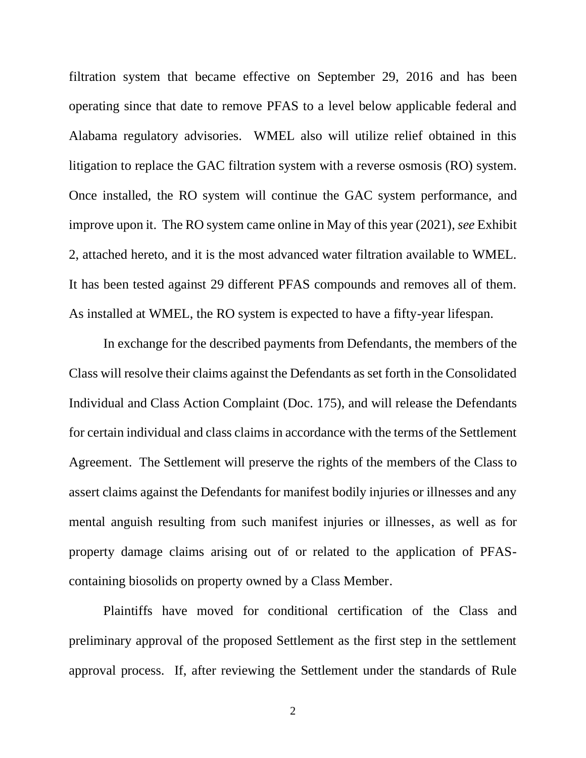filtration system that became effective on September 29, 2016 and has been operating since that date to remove PFAS to a level below applicable federal and Alabama regulatory advisories. WMEL also will utilize relief obtained in this litigation to replace the GAC filtration system with a reverse osmosis (RO) system. Once installed, the RO system will continue the GAC system performance, and improve upon it. The RO system came online in May of this year (2021), *see* Exhibit 2, attached hereto, and it is the most advanced water filtration available to WMEL. It has been tested against 29 different PFAS compounds and removes all of them. As installed at WMEL, the RO system is expected to have a fifty-year lifespan.

In exchange for the described payments from Defendants, the members of the Class will resolve their claims against the Defendants as set forth in the Consolidated Individual and Class Action Complaint (Doc. 175), and will release the Defendants for certain individual and class claims in accordance with the terms of the Settlement Agreement. The Settlement will preserve the rights of the members of the Class to assert claims against the Defendants for manifest bodily injuries or illnesses and any mental anguish resulting from such manifest injuries or illnesses, as well as for property damage claims arising out of or related to the application of PFAS-containing biosolids on property owned by a Class Member.

Plaintiffs have moved for conditional certification of the Class and preliminary approval of the proposed Settlement as the first step in the settlement approval process. If, after reviewing the Settlement under the standards of Rule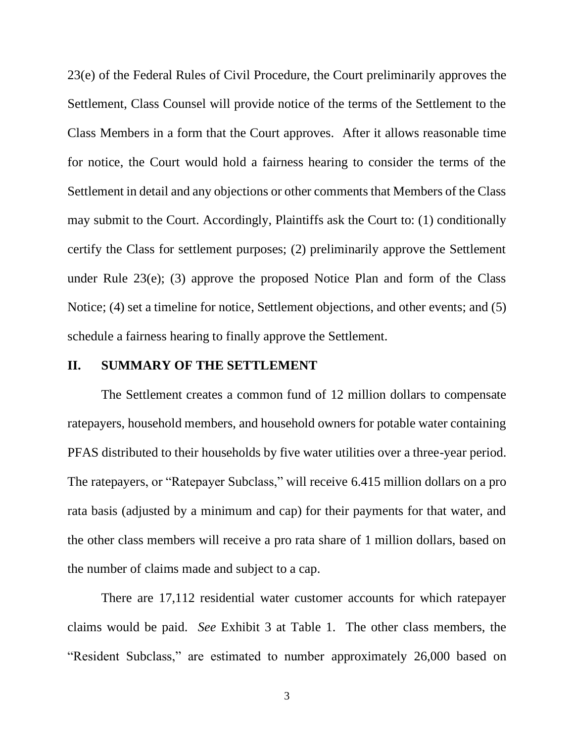23(e) of the Federal Rules of Civil Procedure, the Court preliminarily approves the Settlement, Class Counsel will provide notice of the terms of the Settlement to the Class Members in a form that the Court approves. After it allows reasonable time for notice, the Court would hold a fairness hearing to consider the terms of the Settlement in detail and any objections or other comments that Members of the Class may submit to the Court. Accordingly, Plaintiffs ask the Court to: (1) conditionally certify the Class for settlement purposes; (2) preliminarily approve the Settlement under Rule 23(e); (3) approve the proposed Notice Plan and form of the Class Notice; (4) set a timeline for notice, Settlement objections, and other events; and (5) schedule a fairness hearing to finally approve the Settlement.

## II. SUMMARY OF THE SETTLEMENT

The Settlement creates a common fund of 12 million dollars to compensate ratepayers, household members, and household owners for potable water containing PFAS distributed to their households by five water utilities over a three-year period. The ratepayers, or "Ratepayer Subclass," will receive 6.415 million dollars on a pro rata basis (adjusted by a minimum and cap) for their payments for that water, and the other class members will receive a pro rata share of 1 million dollars, based on the number of claims made and subject to a cap.

There are 17,112 residential water customer accounts for which ratepayer claims would be paid. *See* Exhibit 3 at Table 1. The other class members, the "Resident Subclass," are estimated to number approximately 26,000 based on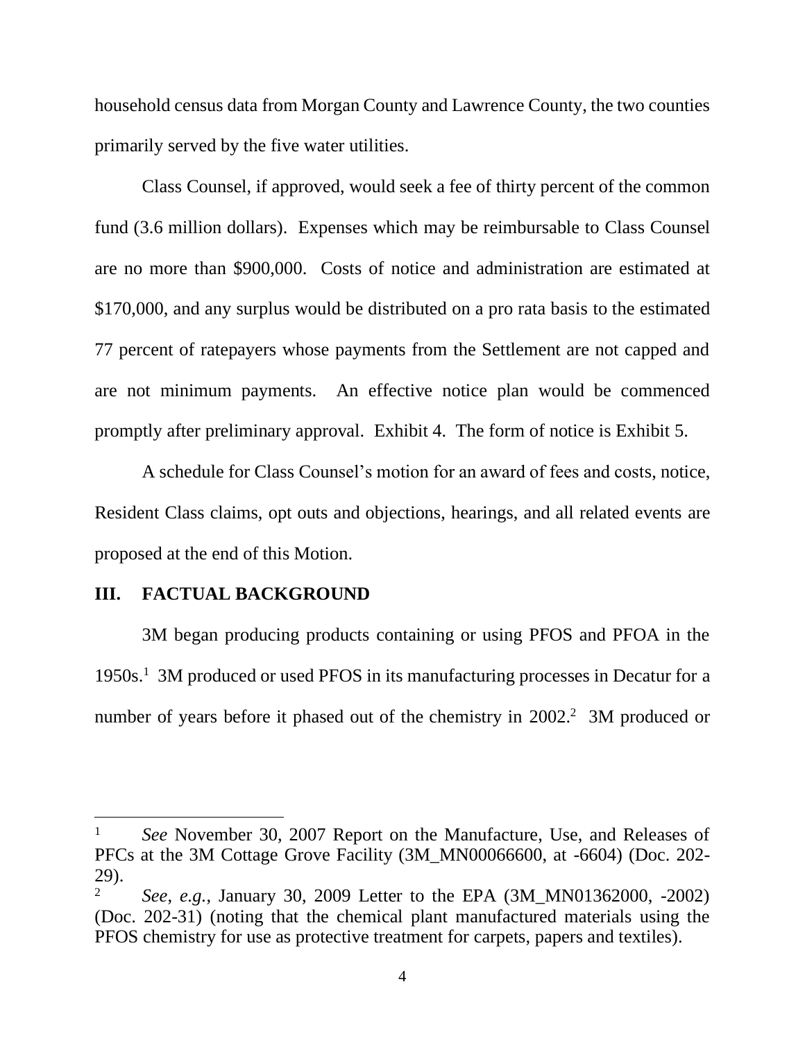household census data from Morgan County and Lawrence County, the two counties primarily served by the five water utilities.

Class Counsel, if approved, would seek a fee of thirty percent of the common fund (3.6 million dollars). Expenses which may be reimbursable to Class Counsel are no more than $900,000. Costs of notice and administration are estimated at $170,000, and any surplus would be distributed on a pro rata basis to the estimated 77 percent of ratepayers whose payments from the Settlement are not capped and are not minimum payments. An effective notice plan would be commenced promptly after preliminary approval. Exhibit 4. The form of notice is Exhibit 5.

A schedule for Class Counsel's motion for an award of fees and costs, notice, Resident Class claims, opt outs and objections, hearings, and all related events are proposed at the end of this Motion.

## III. FACTUAL BACKGROUND

3M began producing products containing or using PFOS and PFOA in the 1950s.[1] 3M produced or used PFOS in its manufacturing processes in Decatur for a number of years before it phased out of the chemistry in 2002.[2] 3M produced or

---

[1] *See* November 30, 2007 Report on the Manufacture, Use, and Releases of PFCs at the 3M Cottage Grove Facility (3M_MN00066600, at -6604) (Doc. 202-29).

[2] *See, e.g.*, January 30, 2009 Letter to the EPA (3M_MN01362000, -2002) (Doc. 202-31) (noting that the chemical plant manufactured materials using the PFOS chemistry for use as protective treatment for carpets, papers and textiles).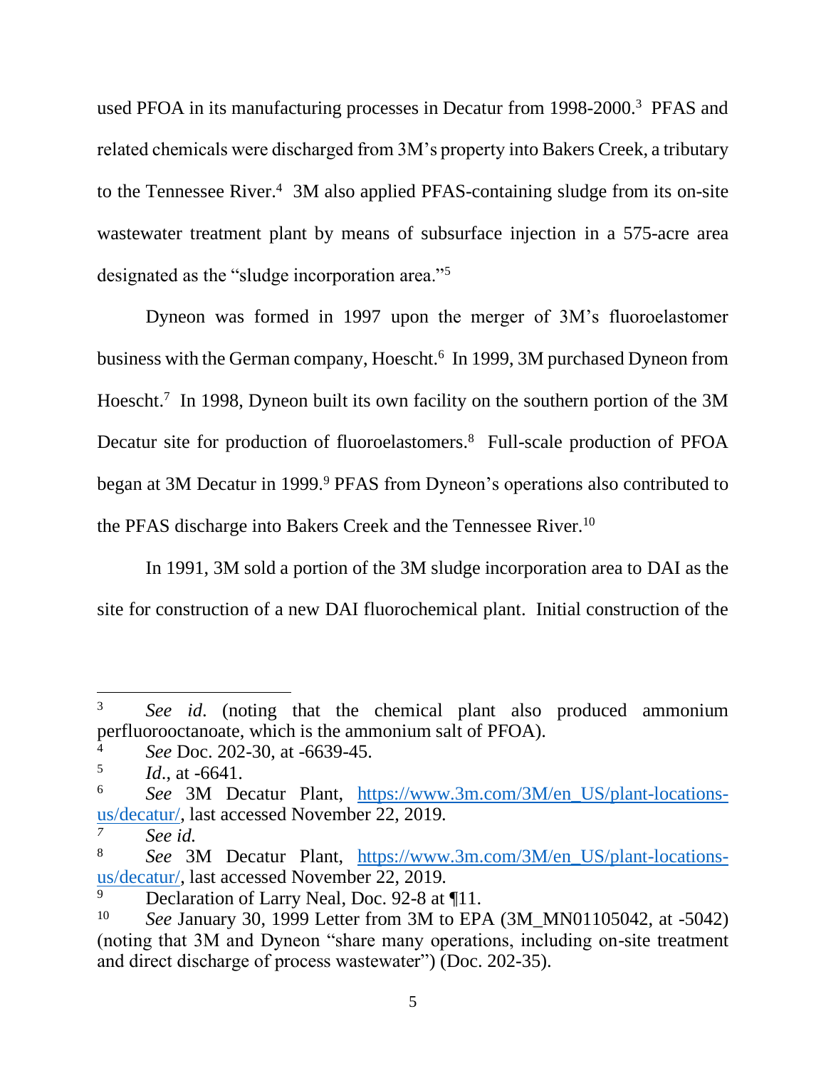used PFOA in its manufacturing processes in Decatur from 1998-2000.[3] PFAS and related chemicals were discharged from 3M's property into Bakers Creek, a tributary to the Tennessee River.[4] 3M also applied PFAS-containing sludge from its on-site wastewater treatment plant by means of subsurface injection in a 575-acre area designated as the "sludge incorporation area."[5]

Dyneon was formed in 1997 upon the merger of 3M's fluoroelastomer business with the German company, Hoescht.[6] In 1999, 3M purchased Dyneon from Hoescht.[7] In 1998, Dyneon built its own facility on the southern portion of the 3M Decatur site for production of fluoroelastomers.[8] Full-scale production of PFOA began at 3M Decatur in 1999.[9] PFAS from Dyneon's operations also contributed to the PFAS discharge into Bakers Creek and the Tennessee River.[10]

In 1991, 3M sold a portion of the 3M sludge incorporation area to DAI as the site for construction of a new DAI fluorochemical plant. Initial construction of the

---

[3] *See id.* (noting that the chemical plant also produced ammonium perfluorooctanoate, which is the ammonium salt of PFOA).

[4] *See* Doc. 202-30, at -6639-45.

[5] *Id.*, at -6641.

[6] *See* 3M Decatur Plant, https://www.3m.com/3M/en_US/plant-locations-us/decatur/, last accessed November 22, 2019.

[7] *See id.*

[8] *See* 3M Decatur Plant, https://www.3m.com/3M/en_US/plant-locations-us/decatur/, last accessed November 22, 2019.

[9] Declaration of Larry Neal, Doc. 92-8 at ¶11.

[10] *See* January 30, 1999 Letter from 3M to EPA (3M_MN01105042, at -5042) (noting that 3M and Dyneon "share many operations, including on-site treatment and direct discharge of process wastewater") (Doc. 202-35).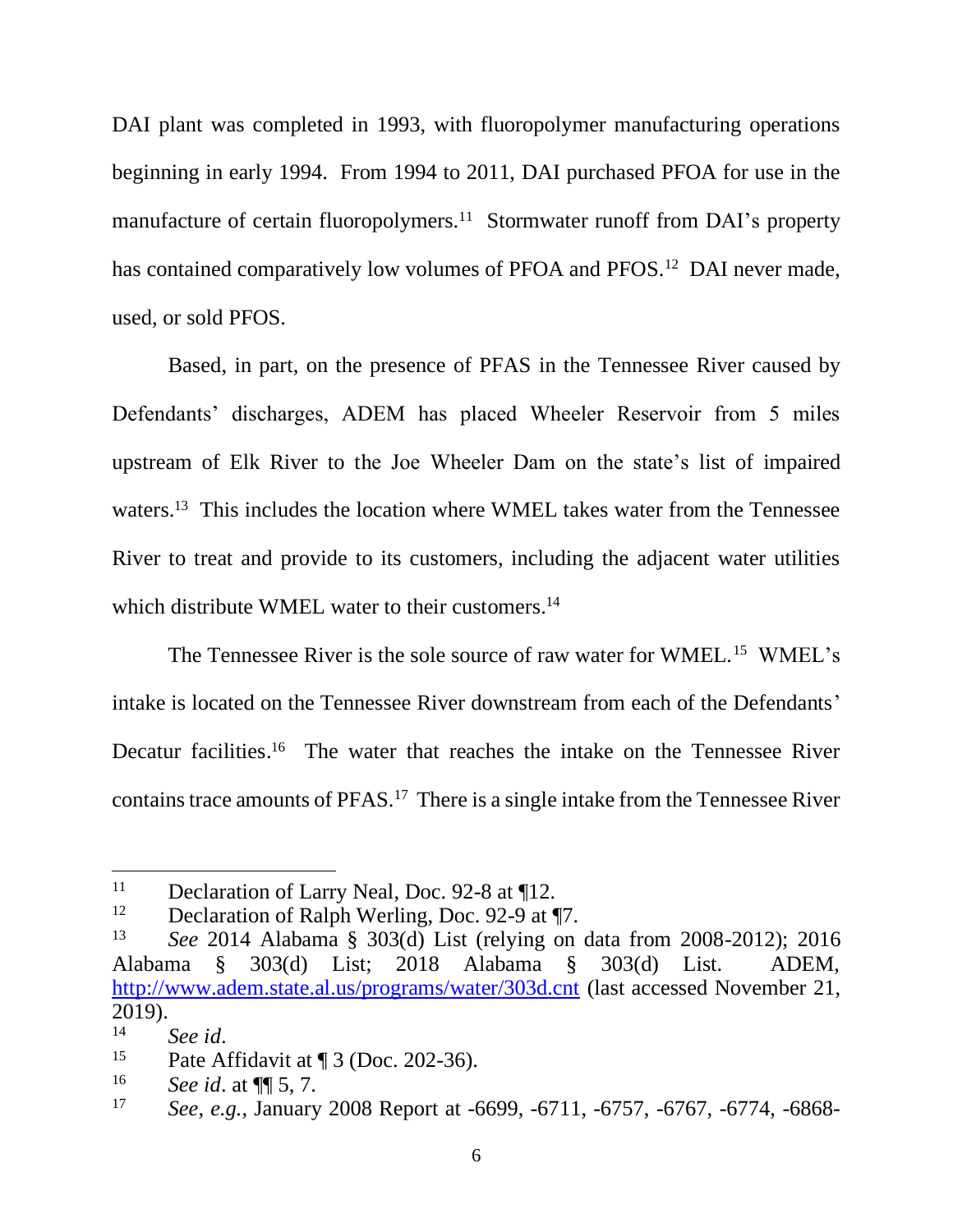DAI plant was completed in 1993, with fluoropolymer manufacturing operations beginning in early 1994. From 1994 to 2011, DAI purchased PFOA for use in the manufacture of certain fluoropolymers.[11] Stormwater runoff from DAI's property has contained comparatively low volumes of PFOA and PFOS.[12] DAI never made, used, or sold PFOS.

Based, in part, on the presence of PFAS in the Tennessee River caused by Defendants' discharges, ADEM has placed Wheeler Reservoir from 5 miles upstream of Elk River to the Joe Wheeler Dam on the state's list of impaired waters.[13] This includes the location where WMEL takes water from the Tennessee River to treat and provide to its customers, including the adjacent water utilities which distribute WMEL water to their customers.[14]

The Tennessee River is the sole source of raw water for WMEL.[15] WMEL's intake is located on the Tennessee River downstream from each of the Defendants' Decatur facilities.[16] The water that reaches the intake on the Tennessee River contains trace amounts of PFAS.[17] There is a single intake from the Tennessee River

---

[11] Declaration of Larry Neal, Doc. 92-8 at ¶12.

[12] Declaration of Ralph Werling, Doc. 92-9 at ¶7.

[13] *See* 2014 Alabama § 303(d) List (relying on data from 2008-2012); 2016 Alabama § 303(d) List; 2018 Alabama § 303(d) List. ADEM, http://www.adem.state.al.us/programs/water/303d.cnt (last accessed November 21, 2019).

[14] *See id.*

[15] Pate Affidavit at ¶ 3 (Doc. 202-36).

[16] *See id.* at ¶¶ 5, 7.

[17] *See, e.g.*, January 2008 Report at -6699, -6711, -6757, -6767, -6774, -6868-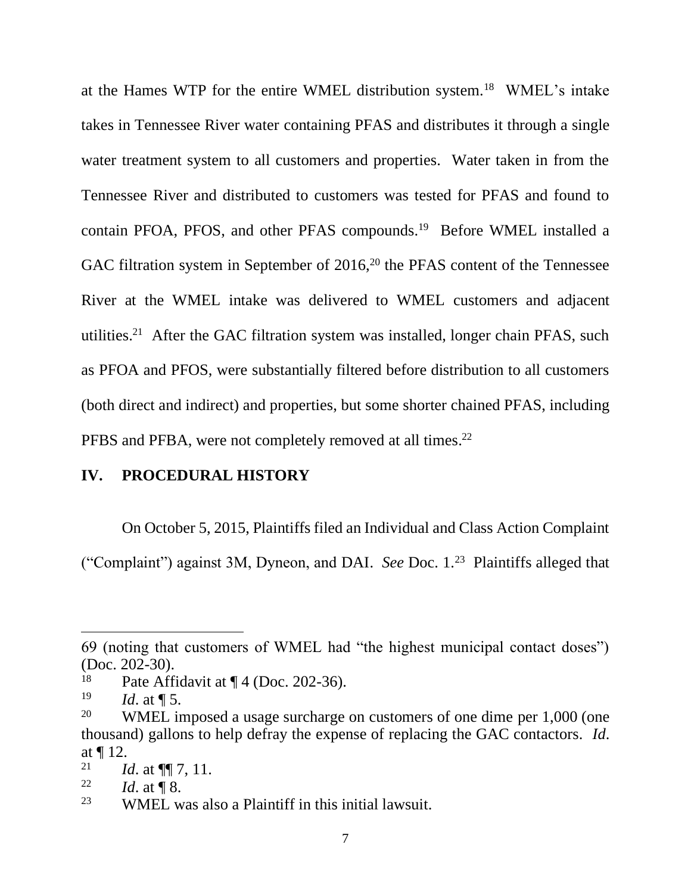at the Hames WTP for the entire WMEL distribution system.[18] WMEL's intake takes in Tennessee River water containing PFAS and distributes it through a single water treatment system to all customers and properties. Water taken in from the Tennessee River and distributed to customers was tested for PFAS and found to contain PFOA, PFOS, and other PFAS compounds.[19] Before WMEL installed a GAC filtration system in September of 2016,[20] the PFAS content of the Tennessee River at the WMEL intake was delivered to WMEL customers and adjacent utilities.[21] After the GAC filtration system was installed, longer chain PFAS, such as PFOA and PFOS, were substantially filtered before distribution to all customers (both direct and indirect) and properties, but some shorter chained PFAS, including PFBS and PFBA, were not completely removed at all times.[22]

## IV. PROCEDURAL HISTORY

On October 5, 2015, Plaintiffs filed an Individual and Class Action Complaint ("Complaint") against 3M, Dyneon, and DAI. *See* Doc. 1.[23] Plaintiffs alleged that

---

69 (noting that customers of WMEL had "the highest municipal contact doses") (Doc. 202-30).

[18] Pate Affidavit at ¶ 4 (Doc. 202-36).

[19] *Id.* at ¶ 5.

[20] WMEL imposed a usage surcharge on customers of one dime per 1,000 (one thousand) gallons to help defray the expense of replacing the GAC contactors. *Id.* at ¶ 12.

[21] *Id.* at ¶¶ 7, 11.

[22] *Id.* at ¶ 8.

[23] WMEL was also a Plaintiff in this initial lawsuit.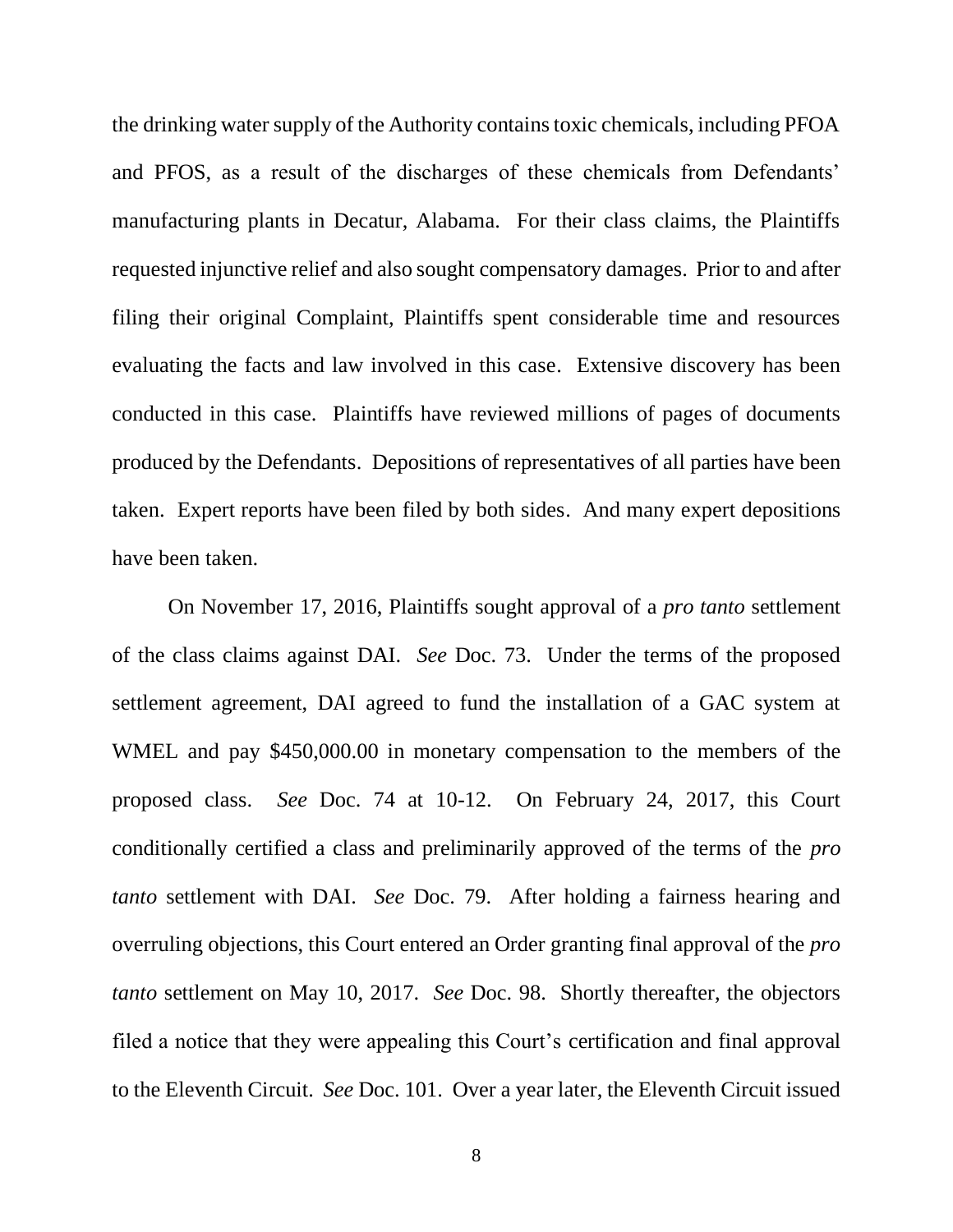the drinking water supply of the Authority contains toxic chemicals, including PFOA and PFOS, as a result of the discharges of these chemicals from Defendants' manufacturing plants in Decatur, Alabama. For their class claims, the Plaintiffs requested injunctive relief and also sought compensatory damages. Prior to and after filing their original Complaint, Plaintiffs spent considerable time and resources evaluating the facts and law involved in this case. Extensive discovery has been conducted in this case. Plaintiffs have reviewed millions of pages of documents produced by the Defendants. Depositions of representatives of all parties have been taken. Expert reports have been filed by both sides. And many expert depositions have been taken.

On November 17, 2016, Plaintiffs sought approval of a *pro tanto* settlement of the class claims against DAI. *See* Doc. 73. Under the terms of the proposed settlement agreement, DAI agreed to fund the installation of a GAC system at WMEL and pay $450,000.00 in monetary compensation to the members of the proposed class. *See* Doc. 74 at 10-12. On February 24, 2017, this Court conditionally certified a class and preliminarily approved of the terms of the *pro tanto* settlement with DAI. *See* Doc. 79. After holding a fairness hearing and overruling objections, this Court entered an Order granting final approval of the *pro tanto* settlement on May 10, 2017. *See* Doc. 98. Shortly thereafter, the objectors filed a notice that they were appealing this Court's certification and final approval to the Eleventh Circuit. *See* Doc. 101. Over a year later, the Eleventh Circuit issued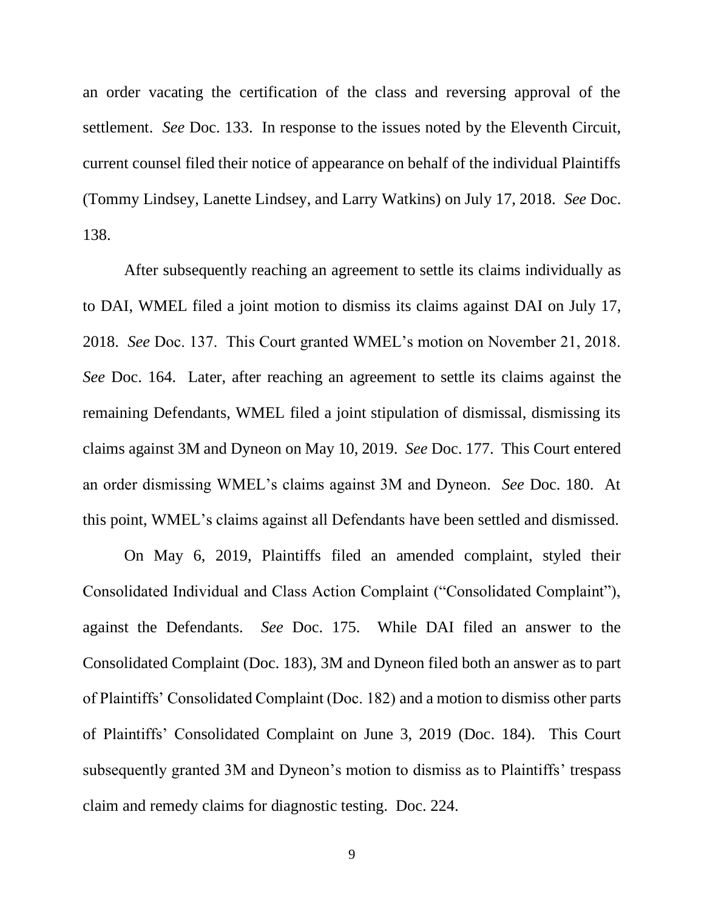an order vacating the certification of the class and reversing approval of the settlement. *See* Doc. 133. In response to the issues noted by the Eleventh Circuit, current counsel filed their notice of appearance on behalf of the individual Plaintiffs (Tommy Lindsey, Lanette Lindsey, and Larry Watkins) on July 17, 2018. *See* Doc. 138.

After subsequently reaching an agreement to settle its claims individually as to DAI, WMEL filed a joint motion to dismiss its claims against DAI on July 17, 2018. *See* Doc. 137. This Court granted WMEL's motion on November 21, 2018. *See* Doc. 164. Later, after reaching an agreement to settle its claims against the remaining Defendants, WMEL filed a joint stipulation of dismissal, dismissing its claims against 3M and Dyneon on May 10, 2019. *See* Doc. 177. This Court entered an order dismissing WMEL's claims against 3M and Dyneon. *See* Doc. 180. At this point, WMEL's claims against all Defendants have been settled and dismissed.

On May 6, 2019, Plaintiffs filed an amended complaint, styled their Consolidated Individual and Class Action Complaint ("Consolidated Complaint"), against the Defendants. *See* Doc. 175. While DAI filed an answer to the Consolidated Complaint (Doc. 183), 3M and Dyneon filed both an answer as to part of Plaintiffs' Consolidated Complaint (Doc. 182) and a motion to dismiss other parts of Plaintiffs' Consolidated Complaint on June 3, 2019 (Doc. 184). This Court subsequently granted 3M and Dyneon's motion to dismiss as to Plaintiffs' trespass claim and remedy claims for diagnostic testing. Doc. 224.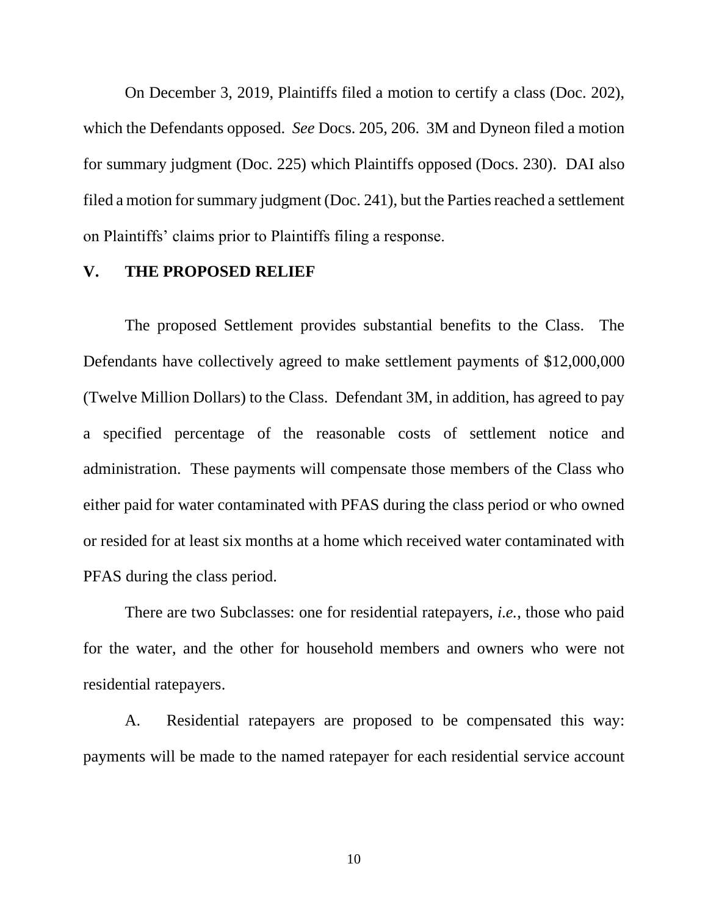On December 3, 2019, Plaintiffs filed a motion to certify a class (Doc. 202), which the Defendants opposed. *See* Docs. 205, 206. 3M and Dyneon filed a motion for summary judgment (Doc. 225) which Plaintiffs opposed (Docs. 230). DAI also filed a motion for summary judgment (Doc. 241), but the Parties reached a settlement on Plaintiffs' claims prior to Plaintiffs filing a response.

## V. THE PROPOSED RELIEF

The proposed Settlement provides substantial benefits to the Class. The Defendants have collectively agreed to make settlement payments of $12,000,000 (Twelve Million Dollars) to the Class. Defendant 3M, in addition, has agreed to pay a specified percentage of the reasonable costs of settlement notice and administration. These payments will compensate those members of the Class who either paid for water contaminated with PFAS during the class period or who owned or resided for at least six months at a home which received water contaminated with PFAS during the class period.

There are two Subclasses: one for residential ratepayers, *i.e.*, those who paid for the water, and the other for household members and owners who were not residential ratepayers.

A. Residential ratepayers are proposed to be compensated this way: payments will be made to the named ratepayer for each residential service account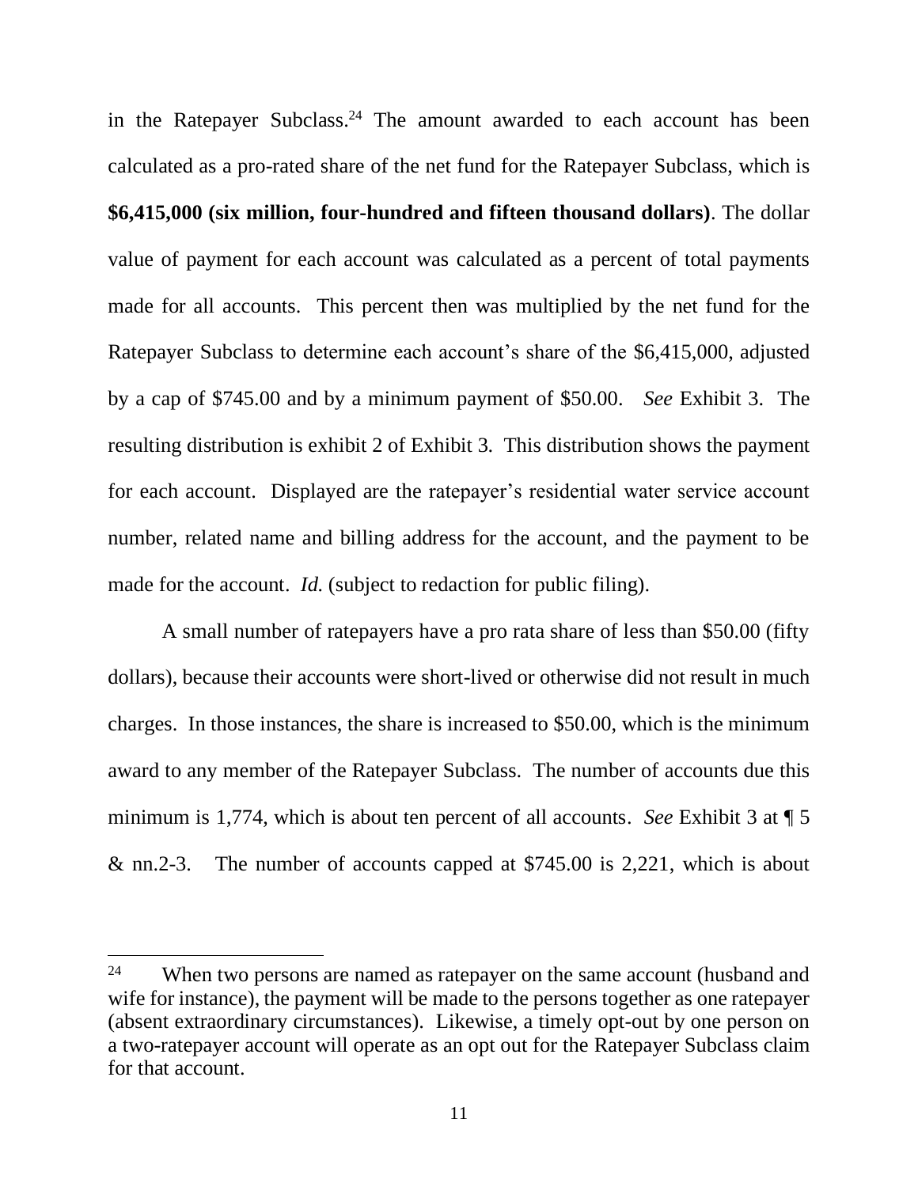in the Ratepayer Subclass.[24] The amount awarded to each account has been calculated as a pro-rated share of the net fund for the Ratepayer Subclass, which is **$6,415,000 (six million, four-hundred and fifteen thousand dollars)**. The dollar value of payment for each account was calculated as a percent of total payments made for all accounts. This percent then was multiplied by the net fund for the Ratepayer Subclass to determine each account's share of the $6,415,000, adjusted by a cap of $745.00 and by a minimum payment of $50.00. *See* Exhibit 3. The resulting distribution is exhibit 2 of Exhibit 3. This distribution shows the payment for each account. Displayed are the ratepayer's residential water service account number, related name and billing address for the account, and the payment to be made for the account. *Id.* (subject to redaction for public filing).

A small number of ratepayers have a pro rata share of less than $50.00 (fifty dollars), because their accounts were short-lived or otherwise did not result in much charges. In those instances, the share is increased to $50.00, which is the minimum award to any member of the Ratepayer Subclass. The number of accounts due this minimum is 1,774, which is about ten percent of all accounts. *See* Exhibit 3 at ¶ 5 & nn.2-3. The number of accounts capped at $745.00 is 2,221, which is about

---

[24] When two persons are named as ratepayer on the same account (husband and wife for instance), the payment will be made to the persons together as one ratepayer (absent extraordinary circumstances). Likewise, a timely opt-out by one person on a two-ratepayer account will operate as an opt out for the Ratepayer Subclass claim for that account.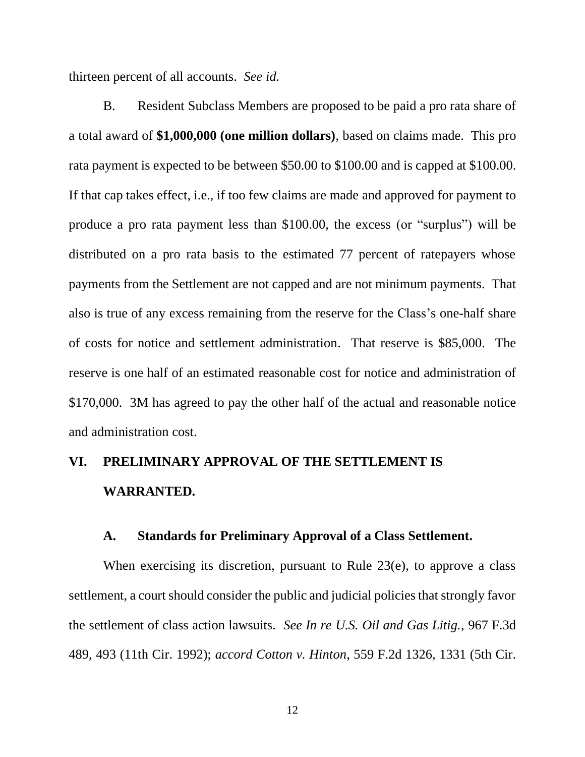thirteen percent of all accounts. *See id.*

B. Resident Subclass Members are proposed to be paid a pro rata share of a total award of **$1,000,000 (one million dollars)**, based on claims made. This pro rata payment is expected to be between $50.00 to $100.00 and is capped at $100.00. If that cap takes effect, i.e., if too few claims are made and approved for payment to produce a pro rata payment less than $100.00, the excess (or "surplus") will be distributed on a pro rata basis to the estimated 77 percent of ratepayers whose payments from the Settlement are not capped and are not minimum payments. That also is true of any excess remaining from the reserve for the Class's one-half share of costs for notice and settlement administration. That reserve is $85,000. The reserve is one half of an estimated reasonable cost for notice and administration of $170,000. 3M has agreed to pay the other half of the actual and reasonable notice and administration cost.

## VI. PRELIMINARY APPROVAL OF THE SETTLEMENT IS WARRANTED.

### A. Standards for Preliminary Approval of a Class Settlement.

When exercising its discretion, pursuant to Rule 23(e), to approve a class settlement, a court should consider the public and judicial policies that strongly favor the settlement of class action lawsuits. *See In re U.S. Oil and Gas Litig.*, 967 F.3d 489, 493 (11th Cir. 1992); *accord Cotton v. Hinton*, 559 F.2d 1326, 1331 (5th Cir.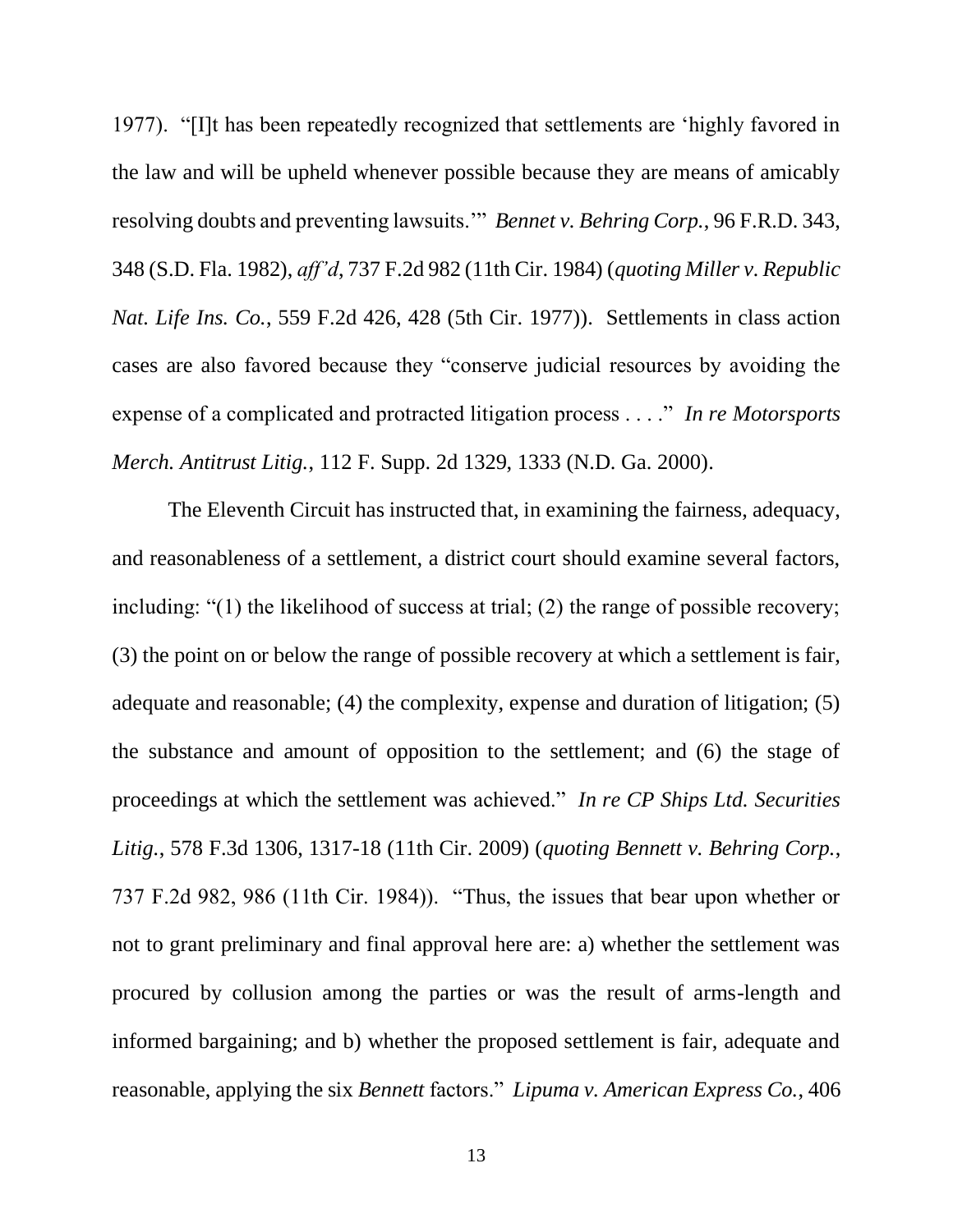1977). "[I]t has been repeatedly recognized that settlements are 'highly favored in the law and will be upheld whenever possible because they are means of amicably resolving doubts and preventing lawsuits.'" *Bennet v. Behring Corp.*, 96 F.R.D. 343, 348 (S.D. Fla. 1982), *aff'd*, 737 F.2d 982 (11th Cir. 1984) (*quoting Miller v. Republic Nat. Life Ins. Co.*, 559 F.2d 426, 428 (5th Cir. 1977)). Settlements in class action cases are also favored because they "conserve judicial resources by avoiding the expense of a complicated and protracted litigation process . . . ." *In re Motorsports Merch. Antitrust Litig.*, 112 F. Supp. 2d 1329, 1333 (N.D. Ga. 2000).

The Eleventh Circuit has instructed that, in examining the fairness, adequacy, and reasonableness of a settlement, a district court should examine several factors, including: "(1) the likelihood of success at trial; (2) the range of possible recovery; (3) the point on or below the range of possible recovery at which a settlement is fair, adequate and reasonable; (4) the complexity, expense and duration of litigation; (5) the substance and amount of opposition to the settlement; and (6) the stage of proceedings at which the settlement was achieved." *In re CP Ships Ltd. Securities Litig.*, 578 F.3d 1306, 1317-18 (11th Cir. 2009) (*quoting Bennett v. Behring Corp.*, 737 F.2d 982, 986 (11th Cir. 1984)). "Thus, the issues that bear upon whether or not to grant preliminary and final approval here are: a) whether the settlement was procured by collusion among the parties or was the result of arms-length and informed bargaining; and b) whether the proposed settlement is fair, adequate and reasonable, applying the six *Bennett* factors." *Lipuma v. American Express Co.*, 406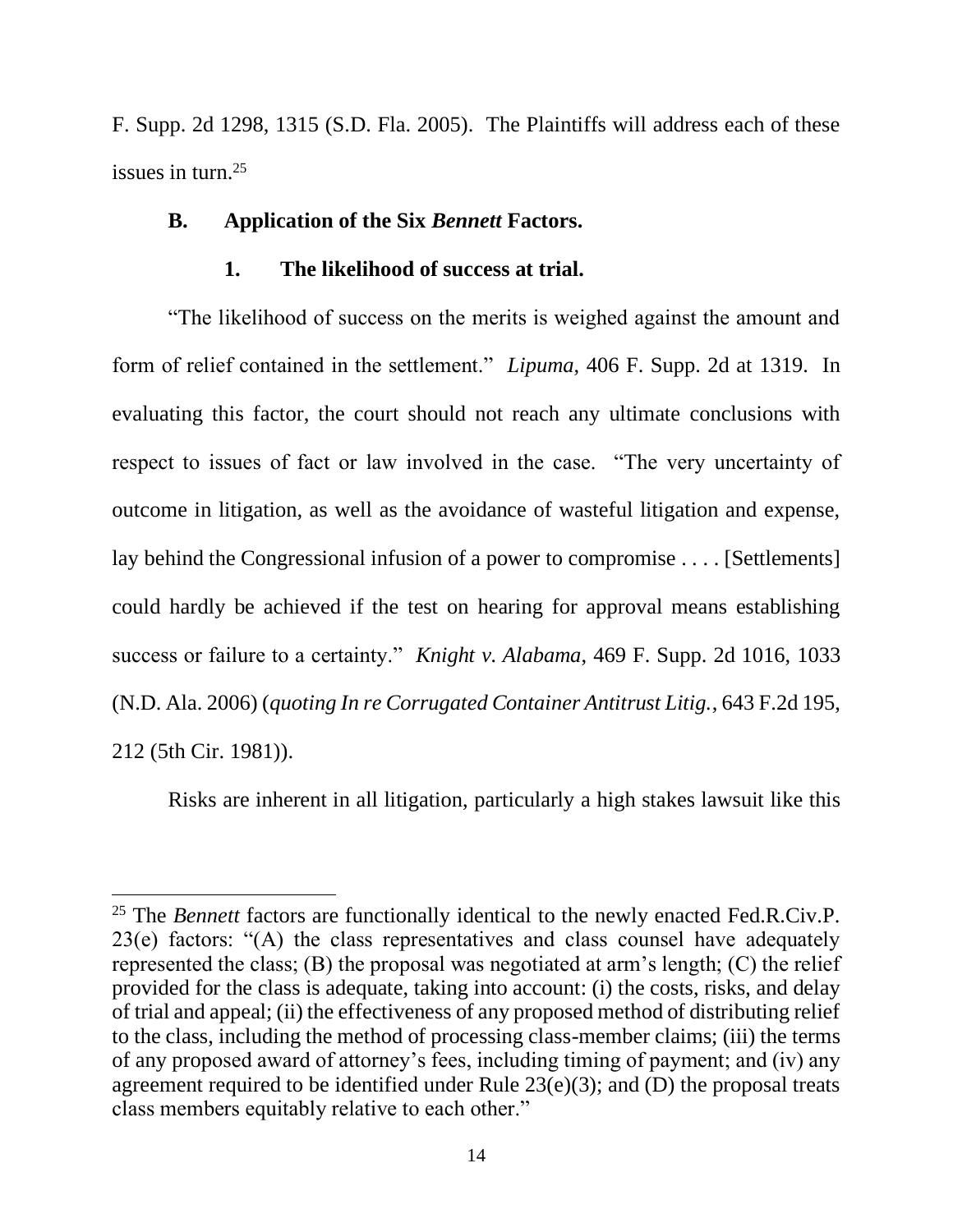F. Supp. 2d 1298, 1315 (S.D. Fla. 2005). The Plaintiffs will address each of these issues in turn.[25]

### B. Application of the Six *Bennett* Factors.

#### 1. The likelihood of success at trial.

"The likelihood of success on the merits is weighed against the amount and form of relief contained in the settlement." *Lipuma*, 406 F. Supp. 2d at 1319. In evaluating this factor, the court should not reach any ultimate conclusions with respect to issues of fact or law involved in the case. "The very uncertainty of outcome in litigation, as well as the avoidance of wasteful litigation and expense, lay behind the Congressional infusion of a power to compromise . . . . [Settlements] could hardly be achieved if the test on hearing for approval means establishing success or failure to a certainty." *Knight v. Alabama*, 469 F. Supp. 2d 1016, 1033 (N.D. Ala. 2006) (*quoting In re Corrugated Container Antitrust Litig.*, 643 F.2d 195, 212 (5th Cir. 1981)).

Risks are inherent in all litigation, particularly a high stakes lawsuit like this

---

[25] The *Bennett* factors are functionally identical to the newly enacted Fed.R.Civ.P. 23(e) factors: "(A) the class representatives and class counsel have adequately represented the class; (B) the proposal was negotiated at arm's length; (C) the relief provided for the class is adequate, taking into account: (i) the costs, risks, and delay of trial and appeal; (ii) the effectiveness of any proposed method of distributing relief to the class, including the method of processing class-member claims; (iii) the terms of any proposed award of attorney's fees, including timing of payment; and (iv) any agreement required to be identified under Rule 23(e)(3); and (D) the proposal treats class members equitably relative to each other."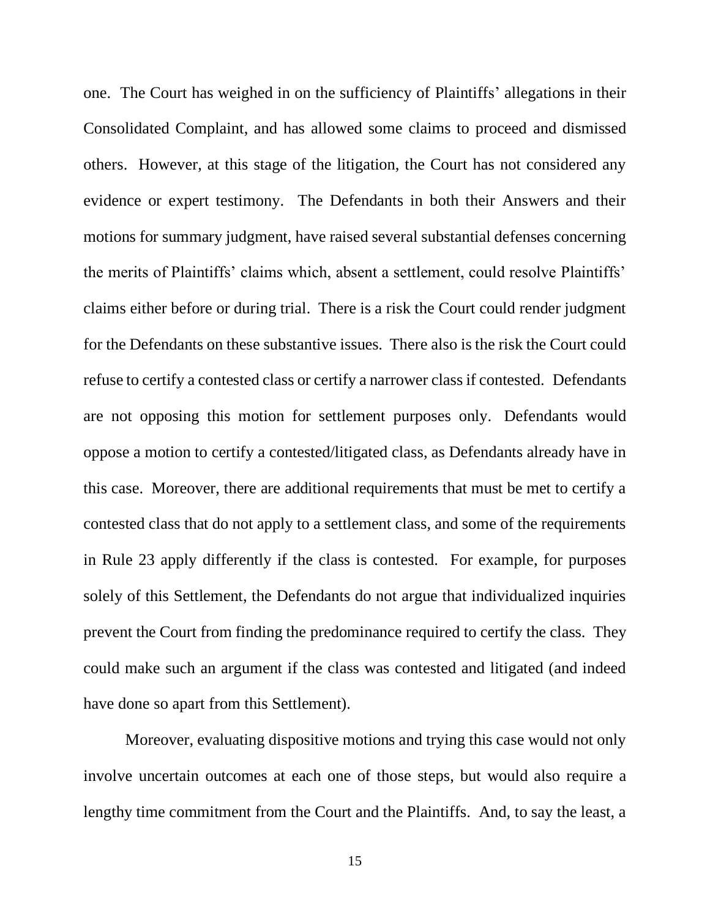one. The Court has weighed in on the sufficiency of Plaintiffs' allegations in their Consolidated Complaint, and has allowed some claims to proceed and dismissed others. However, at this stage of the litigation, the Court has not considered any evidence or expert testimony. The Defendants in both their Answers and their motions for summary judgment, have raised several substantial defenses concerning the merits of Plaintiffs' claims which, absent a settlement, could resolve Plaintiffs' claims either before or during trial. There is a risk the Court could render judgment for the Defendants on these substantive issues. There also is the risk the Court could refuse to certify a contested class or certify a narrower class if contested. Defendants are not opposing this motion for settlement purposes only. Defendants would oppose a motion to certify a contested/litigated class, as Defendants already have in this case. Moreover, there are additional requirements that must be met to certify a contested class that do not apply to a settlement class, and some of the requirements in Rule 23 apply differently if the class is contested. For example, for purposes solely of this Settlement, the Defendants do not argue that individualized inquiries prevent the Court from finding the predominance required to certify the class. They could make such an argument if the class was contested and litigated (and indeed have done so apart from this Settlement).

Moreover, evaluating dispositive motions and trying this case would not only involve uncertain outcomes at each one of those steps, but would also require a lengthy time commitment from the Court and the Plaintiffs. And, to say the least, a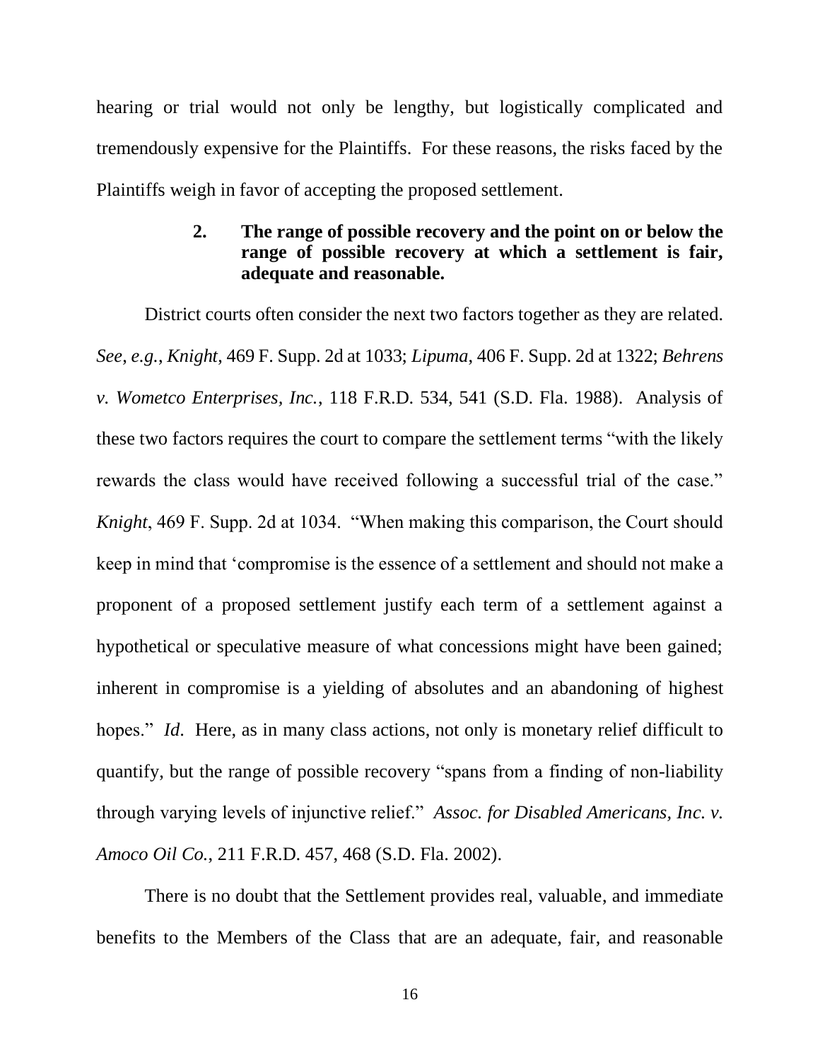hearing or trial would not only be lengthy, but logistically complicated and tremendously expensive for the Plaintiffs. For these reasons, the risks faced by the Plaintiffs weigh in favor of accepting the proposed settlement.

#### 2. The range of possible recovery and the point on or below the range of possible recovery at which a settlement is fair, adequate and reasonable.

District courts often consider the next two factors together as they are related. *See*, *e.g.*, *Knight*, 469 F. Supp. 2d at 1033; *Lipuma*, 406 F. Supp. 2d at 1322; *Behrens v. Wometco Enterprises, Inc.*, 118 F.R.D. 534, 541 (S.D. Fla. 1988). Analysis of these two factors requires the court to compare the settlement terms "with the likely rewards the class would have received following a successful trial of the case." *Knight*, 469 F. Supp. 2d at 1034. "When making this comparison, the Court should keep in mind that 'compromise is the essence of a settlement and should not make a proponent of a proposed settlement justify each term of a settlement against a hypothetical or speculative measure of what concessions might have been gained; inherent in compromise is a yielding of absolutes and an abandoning of highest hopes." *Id*. Here, as in many class actions, not only is monetary relief difficult to quantify, but the range of possible recovery "spans from a finding of non-liability through varying levels of injunctive relief." *Assoc. for Disabled Americans, Inc. v. Amoco Oil Co.*, 211 F.R.D. 457, 468 (S.D. Fla. 2002).

There is no doubt that the Settlement provides real, valuable, and immediate benefits to the Members of the Class that are an adequate, fair, and reasonable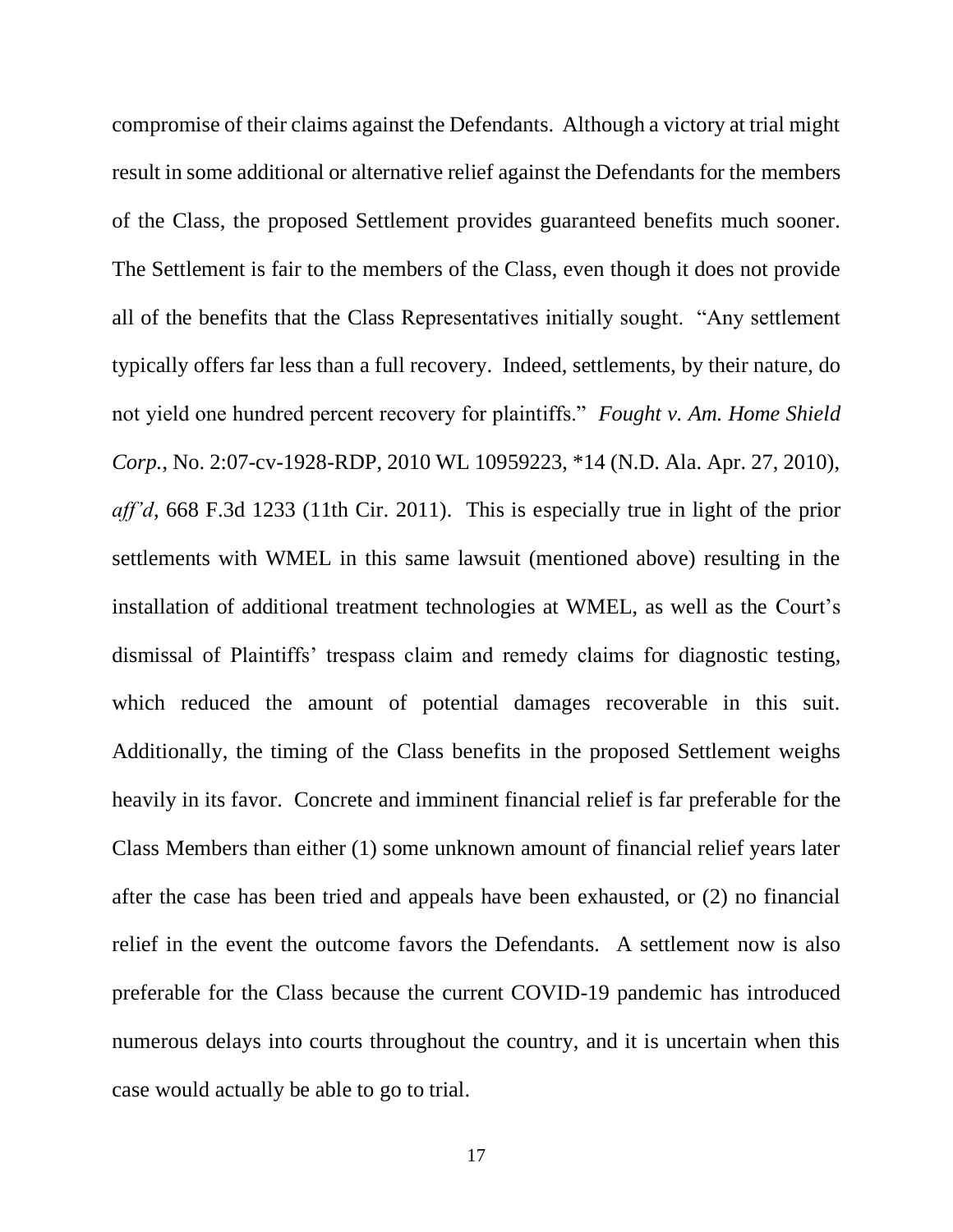compromise of their claims against the Defendants. Although a victory at trial might result in some additional or alternative relief against the Defendants for the members of the Class, the proposed Settlement provides guaranteed benefits much sooner. The Settlement is fair to the members of the Class, even though it does not provide all of the benefits that the Class Representatives initially sought. "Any settlement typically offers far less than a full recovery. Indeed, settlements, by their nature, do not yield one hundred percent recovery for plaintiffs." *Fought v. Am. Home Shield Corp.*, No. 2:07-cv-1928-RDP, 2010 WL 10959223, *14 (N.D. Ala. Apr. 27, 2010), *aff'd*, 668 F.3d 1233 (11th Cir. 2011). This is especially true in light of the prior settlements with WMEL in this same lawsuit (mentioned above) resulting in the installation of additional treatment technologies at WMEL, as well as the Court's dismissal of Plaintiffs' trespass claim and remedy claims for diagnostic testing, which reduced the amount of potential damages recoverable in this suit. Additionally, the timing of the Class benefits in the proposed Settlement weighs heavily in its favor. Concrete and imminent financial relief is far preferable for the Class Members than either (1) some unknown amount of financial relief years later after the case has been tried and appeals have been exhausted, or (2) no financial relief in the event the outcome favors the Defendants. A settlement now is also preferable for the Class because the current COVID-19 pandemic has introduced numerous delays into courts throughout the country, and it is uncertain when this case would actually be able to go to trial.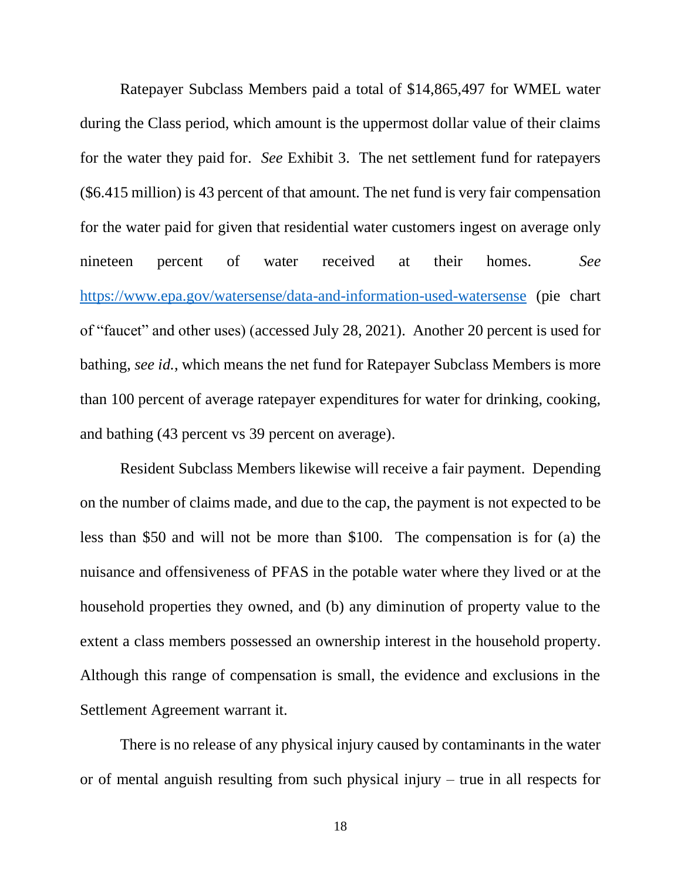Ratepayer Subclass Members paid a total of $14,865,497 for WMEL water during the Class period, which amount is the uppermost dollar value of their claims for the water they paid for. *See* Exhibit 3. The net settlement fund for ratepayers ($6.415 million) is 43 percent of that amount. The net fund is very fair compensation for the water paid for given that residential water customers ingest on average only nineteen percent of water received at their homes. *See* https://www.epa.gov/watersense/data-and-information-used-watersense (pie chart of "faucet" and other uses) (accessed July 28, 2021). Another 20 percent is used for bathing, *see id.*, which means the net fund for Ratepayer Subclass Members is more than 100 percent of average ratepayer expenditures for water for drinking, cooking, and bathing (43 percent vs 39 percent on average).

Resident Subclass Members likewise will receive a fair payment. Depending on the number of claims made, and due to the cap, the payment is not expected to be less than $50 and will not be more than $100. The compensation is for (a) the nuisance and offensiveness of PFAS in the potable water where they lived or at the household properties they owned, and (b) any diminution of property value to the extent a class members possessed an ownership interest in the household property. Although this range of compensation is small, the evidence and exclusions in the Settlement Agreement warrant it.

There is no release of any physical injury caused by contaminants in the water or of mental anguish resulting from such physical injury – true in all respects for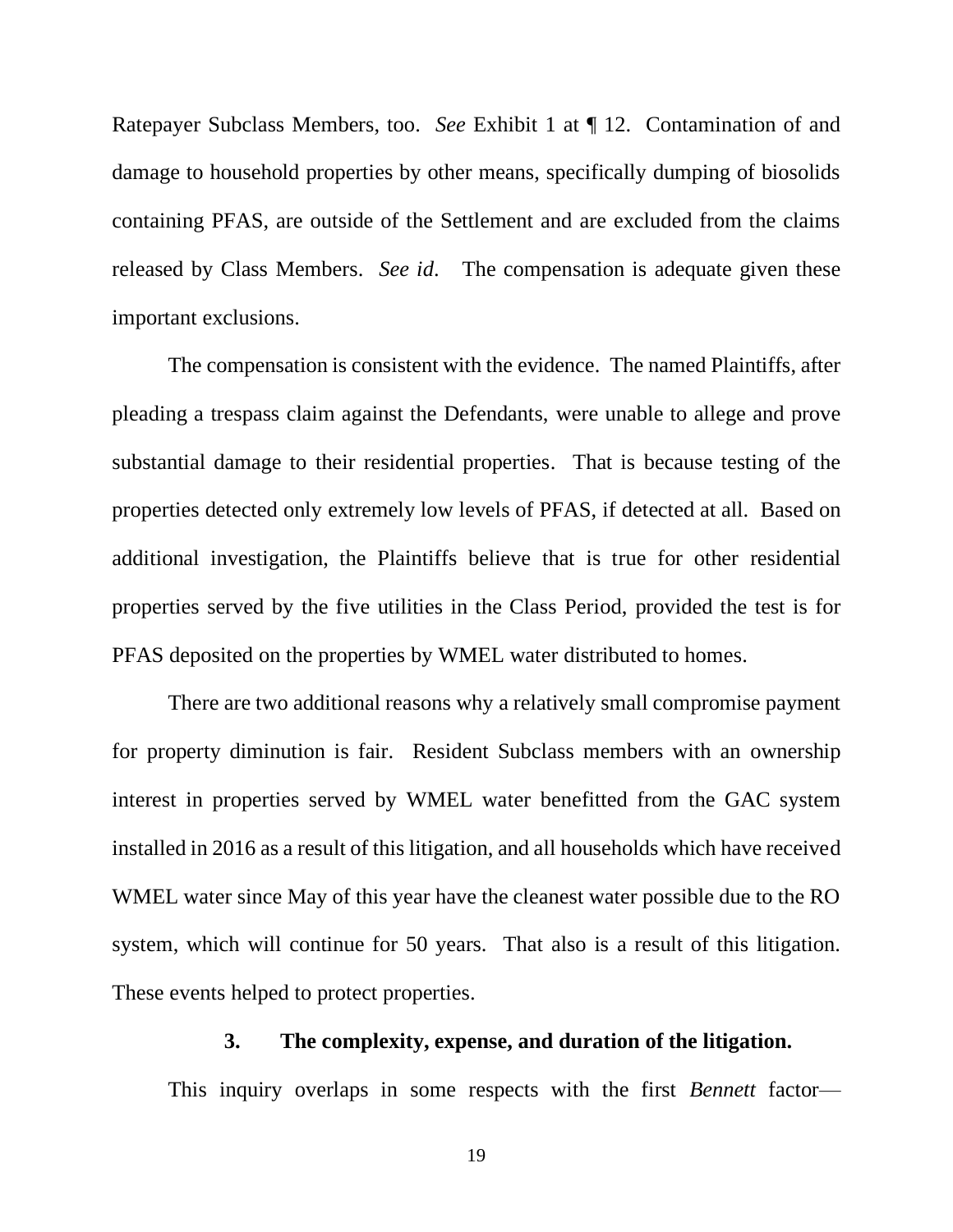Ratepayer Subclass Members, too. *See* Exhibit 1 at ¶ 12. Contamination of and damage to household properties by other means, specifically dumping of biosolids containing PFAS, are outside of the Settlement and are excluded from the claims released by Class Members. *See id*. The compensation is adequate given these important exclusions.

The compensation is consistent with the evidence. The named Plaintiffs, after pleading a trespass claim against the Defendants, were unable to allege and prove substantial damage to their residential properties. That is because testing of the properties detected only extremely low levels of PFAS, if detected at all. Based on additional investigation, the Plaintiffs believe that is true for other residential properties served by the five utilities in the Class Period, provided the test is for PFAS deposited on the properties by WMEL water distributed to homes.

There are two additional reasons why a relatively small compromise payment for property diminution is fair. Resident Subclass members with an ownership interest in properties served by WMEL water benefitted from the GAC system installed in 2016 as a result of this litigation, and all households which have received WMEL water since May of this year have the cleanest water possible due to the RO system, which will continue for 50 years. That also is a result of this litigation. These events helped to protect properties.

### 3. The complexity, expense, and duration of the litigation.

This inquiry overlaps in some respects with the first *Bennett* factor—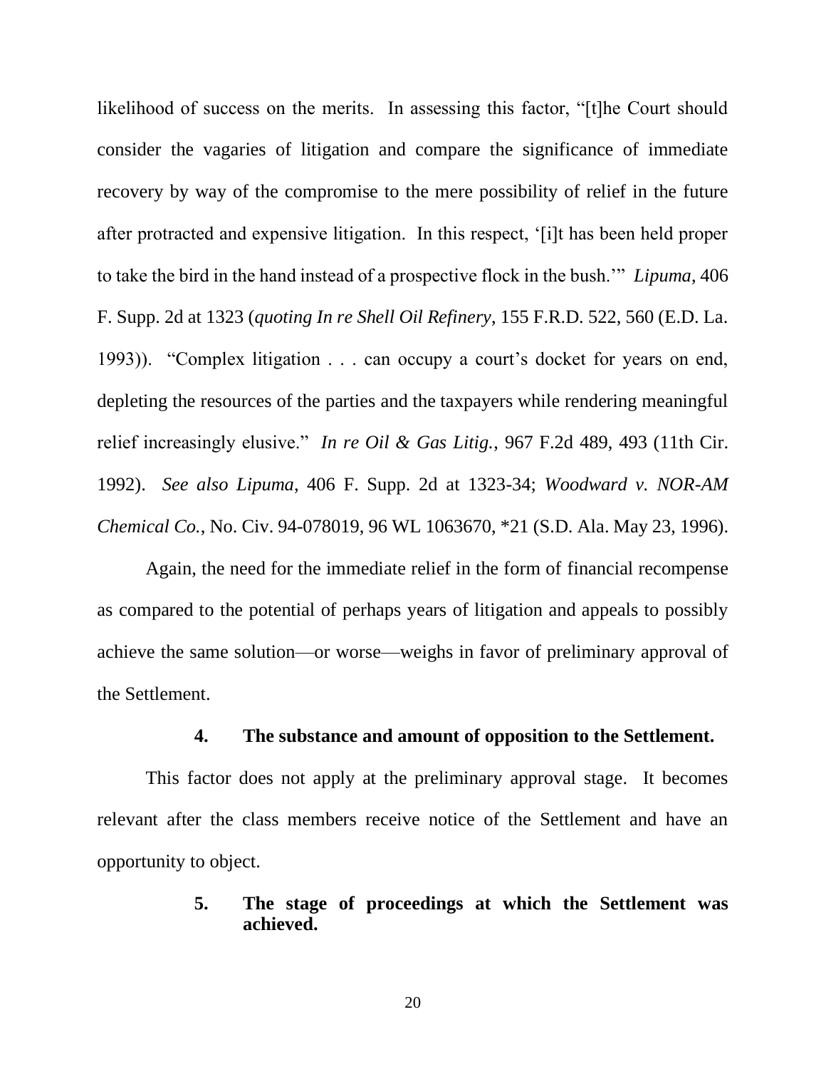likelihood of success on the merits. In assessing this factor, "[t]he Court should consider the vagaries of litigation and compare the significance of immediate recovery by way of the compromise to the mere possibility of relief in the future after protracted and expensive litigation. In this respect, '[i]t has been held proper to take the bird in the hand instead of a prospective flock in the bush.'" *Lipuma*, 406 F. Supp. 2d at 1323 (*quoting In re Shell Oil Refinery*, 155 F.R.D. 522, 560 (E.D. La. 1993)). "Complex litigation . . . can occupy a court's docket for years on end, depleting the resources of the parties and the taxpayers while rendering meaningful relief increasingly elusive." *In re Oil & Gas Litig.*, 967 F.2d 489, 493 (11th Cir. 1992). *See also Lipuma*, 406 F. Supp. 2d at 1323-34; *Woodward v. NOR-AM Chemical Co.*, No. Civ. 94-078019, 96 WL 1063670, *21 (S.D. Ala. May 23, 1996).

Again, the need for the immediate relief in the form of financial recompense as compared to the potential of perhaps years of litigation and appeals to possibly achieve the same solution—or worse—weighs in favor of preliminary approval of the Settlement.

**4. The substance and amount of opposition to the Settlement.**

This factor does not apply at the preliminary approval stage. It becomes relevant after the class members receive notice of the Settlement and have an opportunity to object.

**5. The stage of proceedings at which the Settlement was achieved.**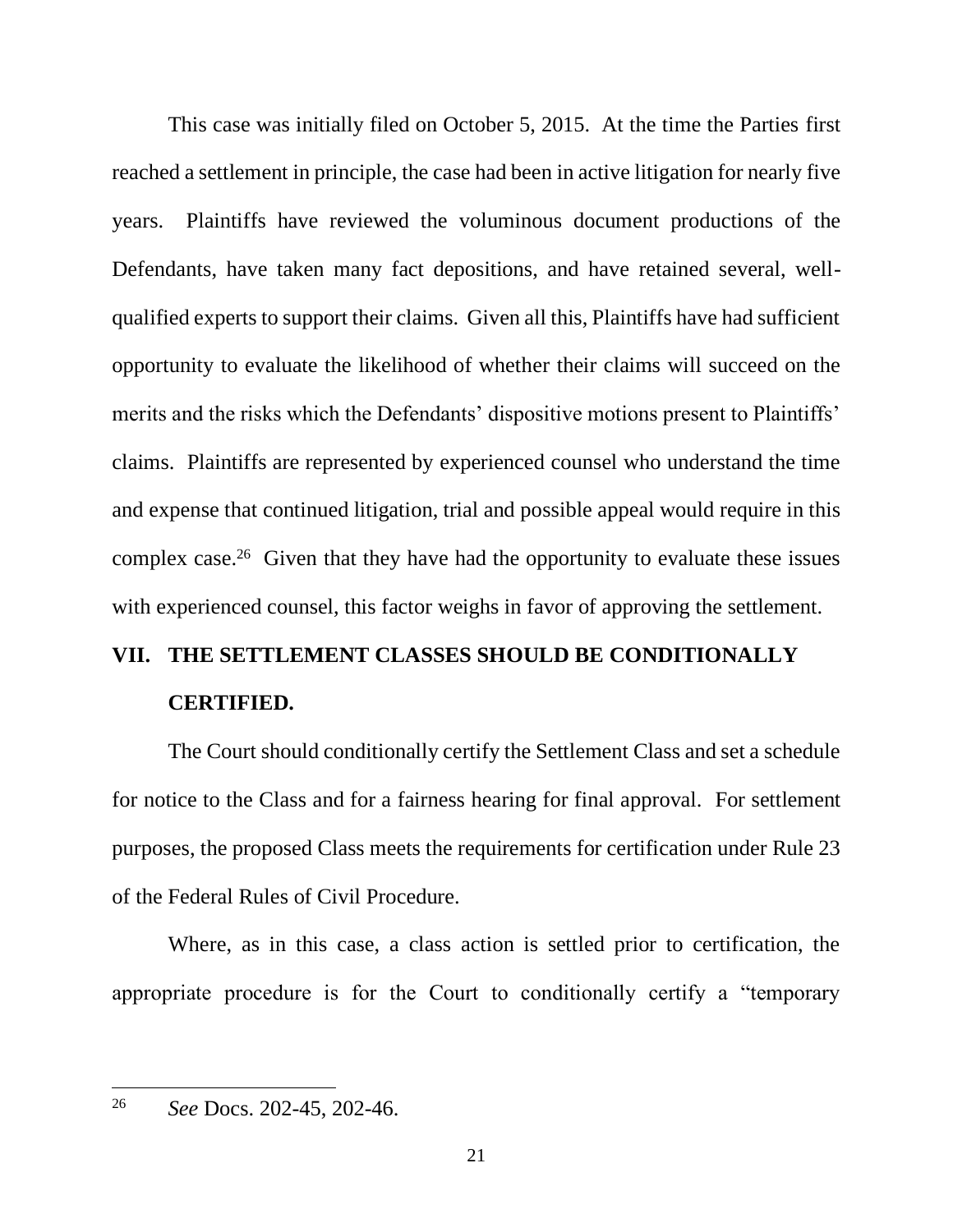This case was initially filed on October 5, 2015. At the time the Parties first reached a settlement in principle, the case had been in active litigation for nearly five years. Plaintiffs have reviewed the voluminous document productions of the Defendants, have taken many fact depositions, and have retained several, well-qualified experts to support their claims. Given all this, Plaintiffs have had sufficient opportunity to evaluate the likelihood of whether their claims will succeed on the merits and the risks which the Defendants' dispositive motions present to Plaintiffs' claims. Plaintiffs are represented by experienced counsel who understand the time and expense that continued litigation, trial and possible appeal would require in this complex case.[26] Given that they have had the opportunity to evaluate these issues with experienced counsel, this factor weighs in favor of approving the settlement.

## VII. THE SETTLEMENT CLASSES SHOULD BE CONDITIONALLY CERTIFIED.

The Court should conditionally certify the Settlement Class and set a schedule for notice to the Class and for a fairness hearing for final approval. For settlement purposes, the proposed Class meets the requirements for certification under Rule 23 of the Federal Rules of Civil Procedure.

Where, as in this case, a class action is settled prior to certification, the appropriate procedure is for the Court to conditionally certify a "temporary

---

[26] *See* Docs. 202-45, 202-46.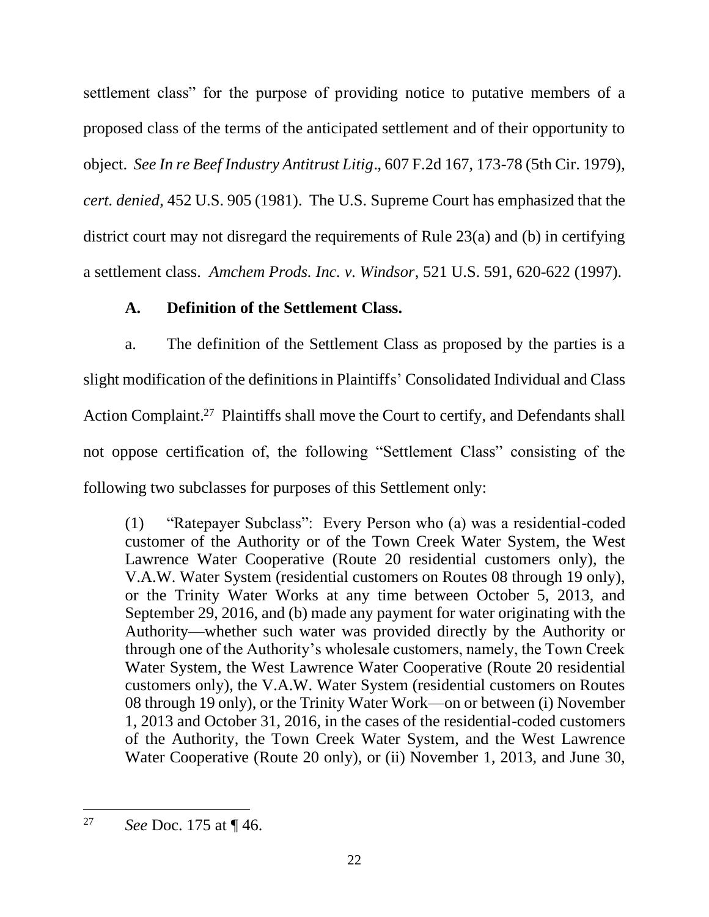settlement class" for the purpose of providing notice to putative members of a proposed class of the terms of the anticipated settlement and of their opportunity to object. *See In re Beef Industry Antitrust Litig*., 607 F.2d 167, 173-78 (5th Cir. 1979), *cert. denied*, 452 U.S. 905 (1981). The U.S. Supreme Court has emphasized that the district court may not disregard the requirements of Rule 23(a) and (b) in certifying a settlement class. *Amchem Prods. Inc. v. Windsor,* 521 U.S. 591, 620-622 (1997).

**A. Definition of the Settlement Class.**

a. The definition of the Settlement Class as proposed by the parties is a slight modification of the definitions in Plaintiffs' Consolidated Individual and Class Action Complaint.[27] Plaintiffs shall move the Court to certify, and Defendants shall not oppose certification of, the following "Settlement Class" consisting of the following two subclasses for purposes of this Settlement only:

> (1) "Ratepayer Subclass": Every Person who (a) was a residential-coded customer of the Authority or of the Town Creek Water System, the West Lawrence Water Cooperative (Route 20 residential customers only), the V.A.W. Water System (residential customers on Routes 08 through 19 only), or the Trinity Water Works at any time between October 5, 2013, and September 29, 2016, and (b) made any payment for water originating with the Authority—whether such water was provided directly by the Authority or through one of the Authority's wholesale customers, namely, the Town Creek Water System, the West Lawrence Water Cooperative (Route 20 residential customers only), the V.A.W. Water System (residential customers on Routes 08 through 19 only), or the Trinity Water Work—on or between (i) November 1, 2013 and October 31, 2016, in the cases of the residential-coded customers of the Authority, the Town Creek Water System, and the West Lawrence Water Cooperative (Route 20 only), or (ii) November 1, 2013, and June 30,

[27] *See* Doc. 175 at ¶ 46.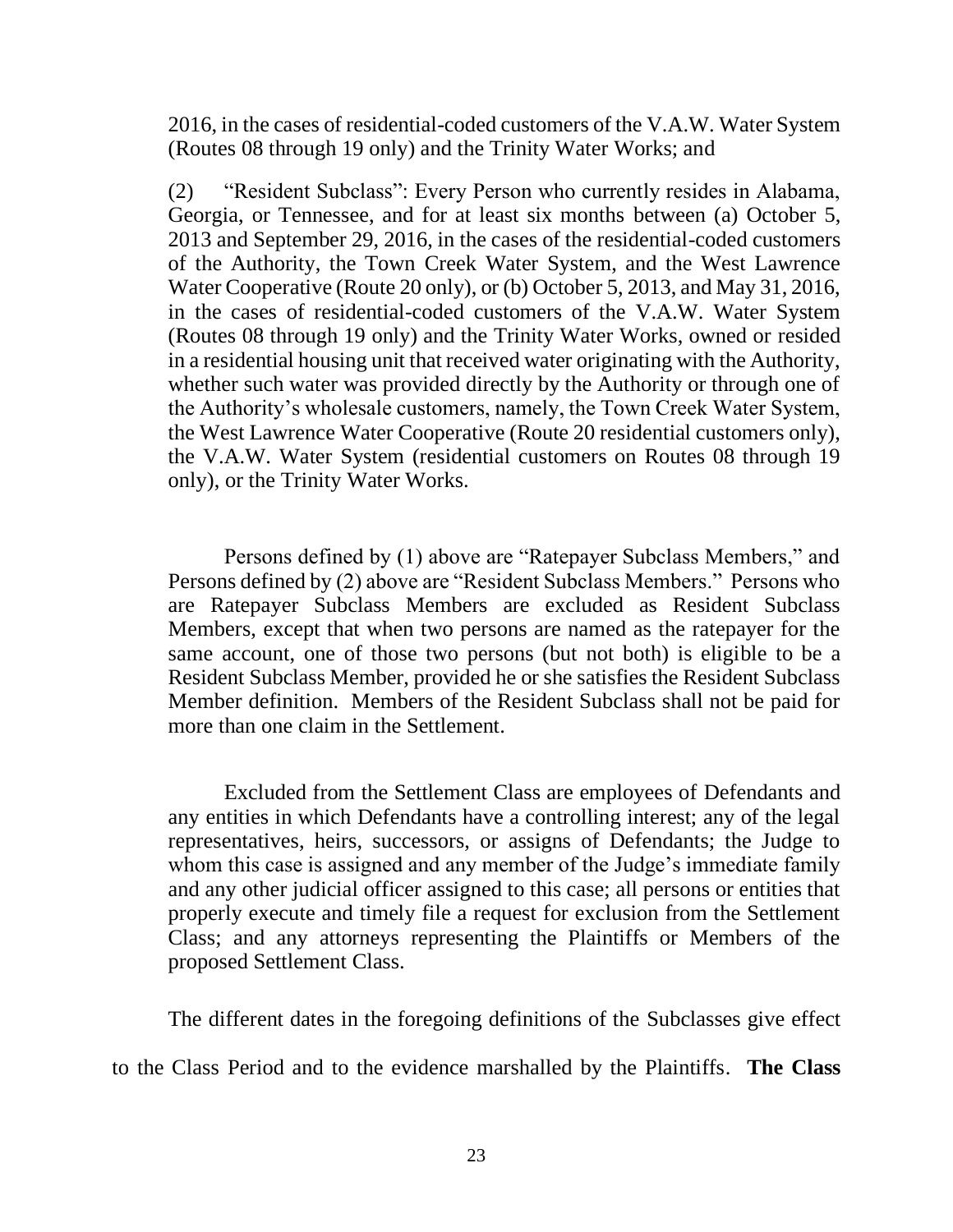2016, in the cases of residential-coded customers of the V.A.W. Water System (Routes 08 through 19 only) and the Trinity Water Works; and

(2) "Resident Subclass": Every Person who currently resides in Alabama, Georgia, or Tennessee, and for at least six months between (a) October 5, 2013 and September 29, 2016, in the cases of the residential-coded customers of the Authority, the Town Creek Water System, and the West Lawrence Water Cooperative (Route 20 only), or (b) October 5, 2013, and May 31, 2016, in the cases of residential-coded customers of the V.A.W. Water System (Routes 08 through 19 only) and the Trinity Water Works, owned or resided in a residential housing unit that received water originating with the Authority, whether such water was provided directly by the Authority or through one of the Authority's wholesale customers, namely, the Town Creek Water System, the West Lawrence Water Cooperative (Route 20 residential customers only), the V.A.W. Water System (residential customers on Routes 08 through 19 only), or the Trinity Water Works.

Persons defined by (1) above are "Ratepayer Subclass Members," and Persons defined by (2) above are "Resident Subclass Members." Persons who are Ratepayer Subclass Members are excluded as Resident Subclass Members, except that when two persons are named as the ratepayer for the same account, one of those two persons (but not both) is eligible to be a Resident Subclass Member, provided he or she satisfies the Resident Subclass Member definition. Members of the Resident Subclass shall not be paid for more than one claim in the Settlement.

Excluded from the Settlement Class are employees of Defendants and any entities in which Defendants have a controlling interest; any of the legal representatives, heirs, successors, or assigns of Defendants; the Judge to whom this case is assigned and any member of the Judge's immediate family and any other judicial officer assigned to this case; all persons or entities that properly execute and timely file a request for exclusion from the Settlement Class; and any attorneys representing the Plaintiffs or Members of the proposed Settlement Class.

The different dates in the foregoing definitions of the Subclasses give effect to the Class Period and to the evidence marshalled by the Plaintiffs. **The Class**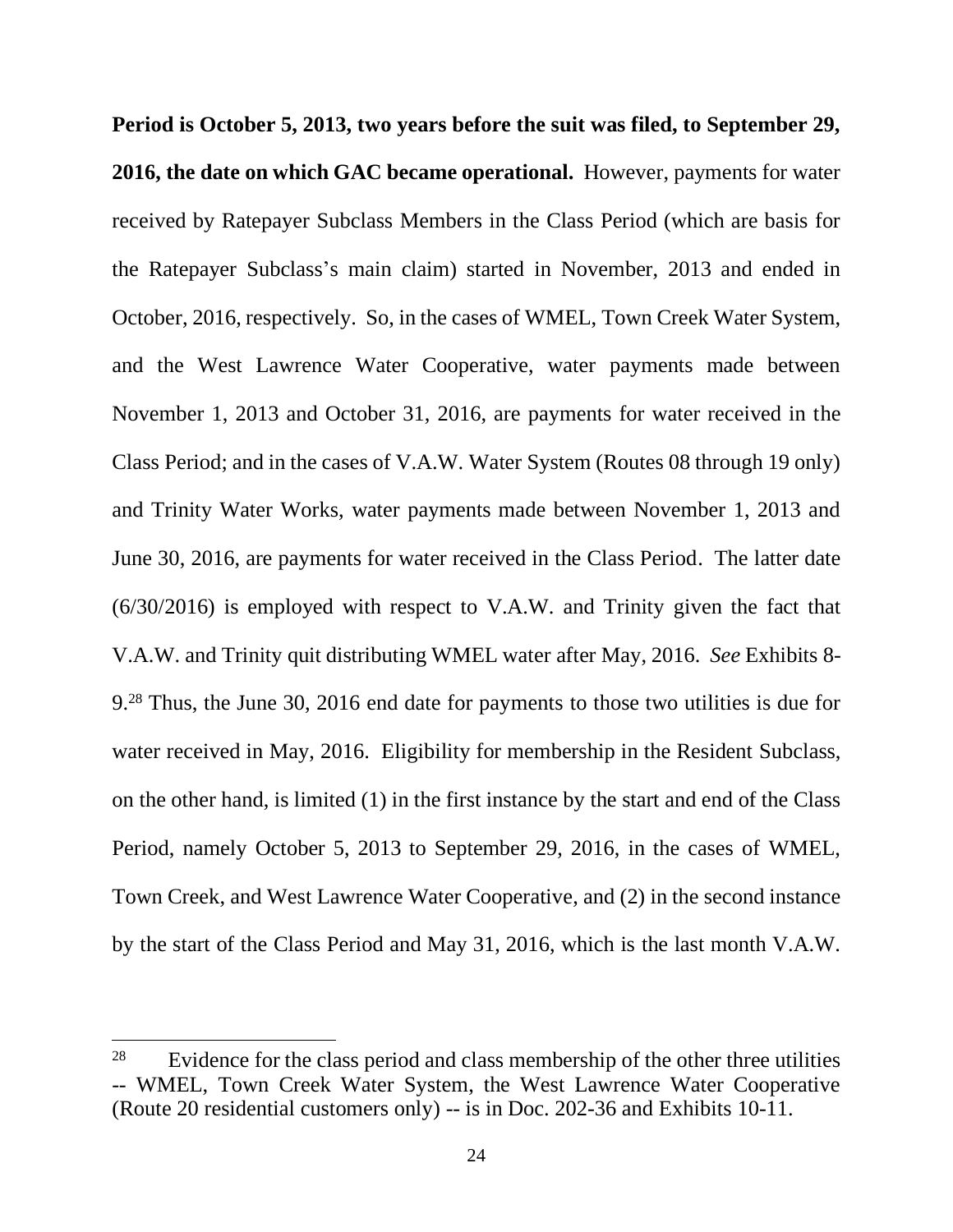**Period is October 5, 2013, two years before the suit was filed, to September 29, 2016, the date on which GAC became operational.** However, payments for water received by Ratepayer Subclass Members in the Class Period (which are basis for the Ratepayer Subclass's main claim) started in November, 2013 and ended in October, 2016, respectively. So, in the cases of WMEL, Town Creek Water System, and the West Lawrence Water Cooperative, water payments made between November 1, 2013 and October 31, 2016, are payments for water received in the Class Period; and in the cases of V.A.W. Water System (Routes 08 through 19 only) and Trinity Water Works, water payments made between November 1, 2013 and June 30, 2016, are payments for water received in the Class Period. The latter date (6/30/2016) is employed with respect to V.A.W. and Trinity given the fact that V.A.W. and Trinity quit distributing WMEL water after May, 2016. *See* Exhibits 8-9.[28] Thus, the June 30, 2016 end date for payments to those two utilities is due for water received in May, 2016. Eligibility for membership in the Resident Subclass, on the other hand, is limited (1) in the first instance by the start and end of the Class Period, namely October 5, 2013 to September 29, 2016, in the cases of WMEL, Town Creek, and West Lawrence Water Cooperative, and (2) in the second instance by the start of the Class Period and May 31, 2016, which is the last month V.A.W.

---

[28] Evidence for the class period and class membership of the other three utilities -- WMEL, Town Creek Water System, the West Lawrence Water Cooperative (Route 20 residential customers only) -- is in Doc. 202-36 and Exhibits 10-11.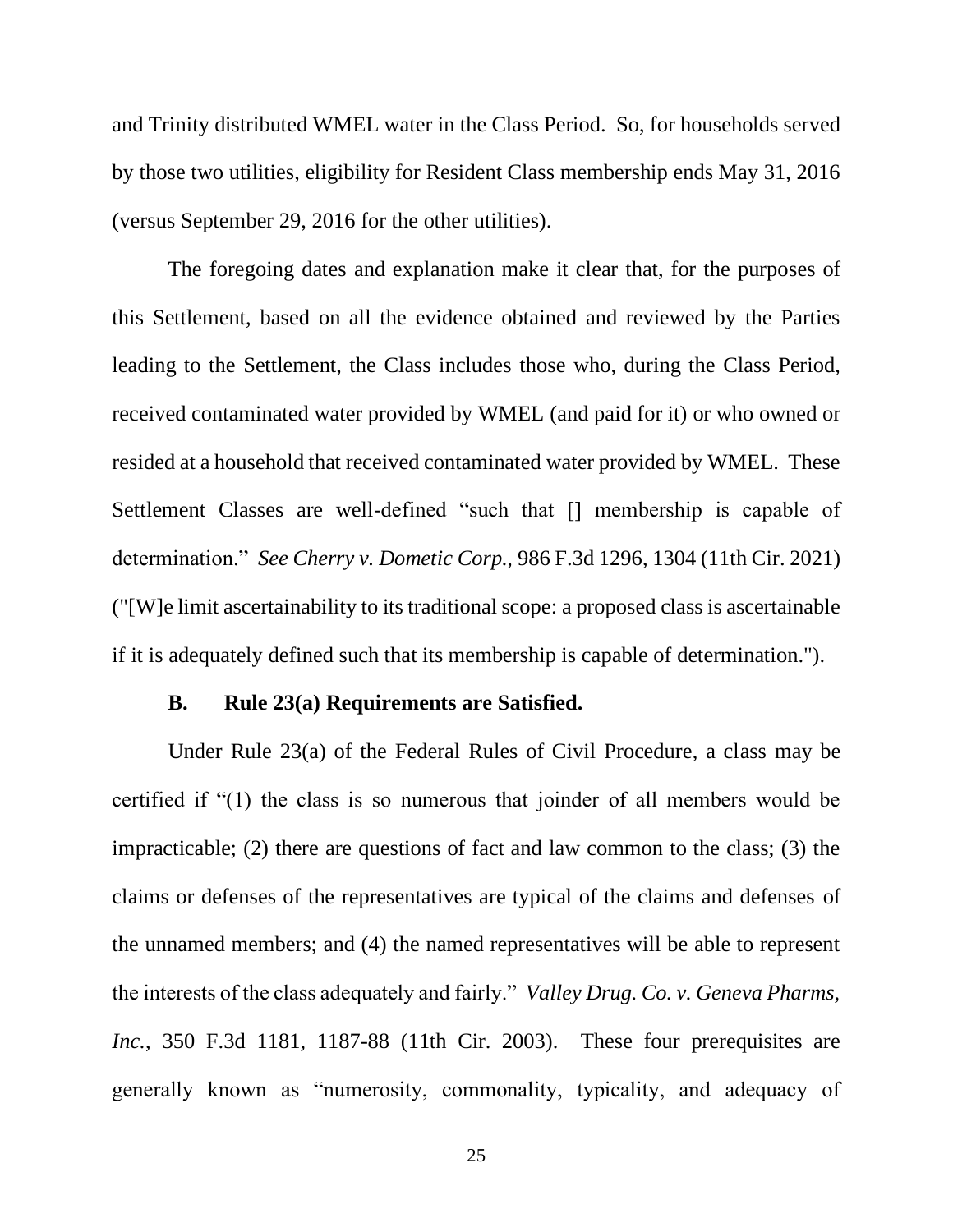and Trinity distributed WMEL water in the Class Period. So, for households served by those two utilities, eligibility for Resident Class membership ends May 31, 2016 (versus September 29, 2016 for the other utilities).

The foregoing dates and explanation make it clear that, for the purposes of this Settlement, based on all the evidence obtained and reviewed by the Parties leading to the Settlement, the Class includes those who, during the Class Period, received contaminated water provided by WMEL (and paid for it) or who owned or resided at a household that received contaminated water provided by WMEL. These Settlement Classes are well-defined "such that [] membership is capable of determination." *See Cherry v. Dometic Corp.,* 986 F.3d 1296, 1304 (11th Cir. 2021) ("[W]e limit ascertainability to its traditional scope: a proposed class is ascertainable if it is adequately defined such that its membership is capable of determination.").

### B. Rule 23(a) Requirements are Satisfied.

Under Rule 23(a) of the Federal Rules of Civil Procedure, a class may be certified if "(1) the class is so numerous that joinder of all members would be impracticable; (2) there are questions of fact and law common to the class; (3) the claims or defenses of the representatives are typical of the claims and defenses of the unnamed members; and (4) the named representatives will be able to represent the interests of the class adequately and fairly." *Valley Drug. Co. v. Geneva Pharms, Inc.*, 350 F.3d 1181, 1187-88 (11th Cir. 2003). These four prerequisites are generally known as "numerosity, commonality, typicality, and adequacy of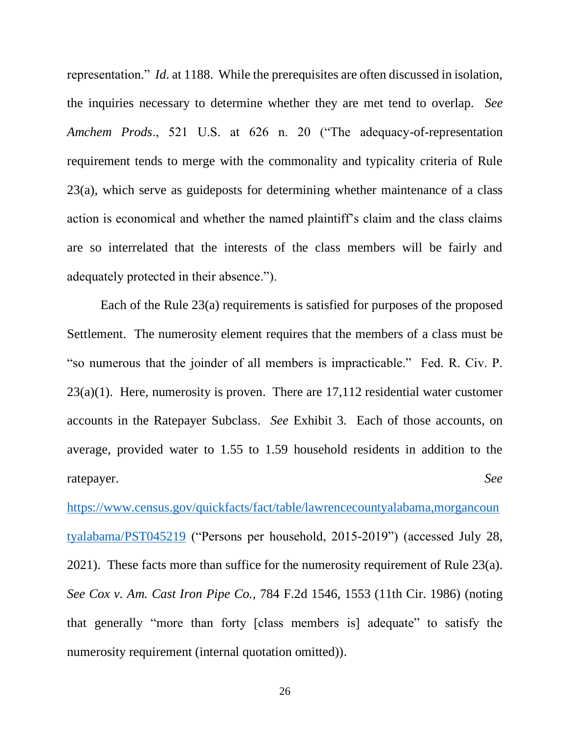representation." *Id*. at 1188. While the prerequisites are often discussed in isolation, the inquiries necessary to determine whether they are met tend to overlap. *See Amchem Prods*., 521 U.S. at 626 n. 20 ("The adequacy-of-representation requirement tends to merge with the commonality and typicality criteria of Rule 23(a), which serve as guideposts for determining whether maintenance of a class action is economical and whether the named plaintiff's claim and the class claims are so interrelated that the interests of the class members will be fairly and adequately protected in their absence.").

Each of the Rule 23(a) requirements is satisfied for purposes of the proposed Settlement. The numerosity element requires that the members of a class must be "so numerous that the joinder of all members is impracticable." Fed. R. Civ. P. 23(a)(1). Here, numerosity is proven. There are 17,112 residential water customer accounts in the Ratepayer Subclass. *See* Exhibit 3. Each of those accounts, on average, provided water to 1.55 to 1.59 household residents in addition to the ratepayer. *See* [https://www.census.gov/quickfacts/fact/table/lawrencecountyalabama,morgancountyalabama/PST045219](https://www.census.gov/quickfacts/fact/table/lawrencecountyalabama,morgancountyalabama/PST045219) ("Persons per household, 2015-2019") (accessed July 28, 2021). These facts more than suffice for the numerosity requirement of Rule 23(a). *See Cox v. Am. Cast Iron Pipe Co.*, 784 F.2d 1546, 1553 (11th Cir. 1986) (noting that generally "more than forty [class members is] adequate" to satisfy the numerosity requirement (internal quotation omitted)).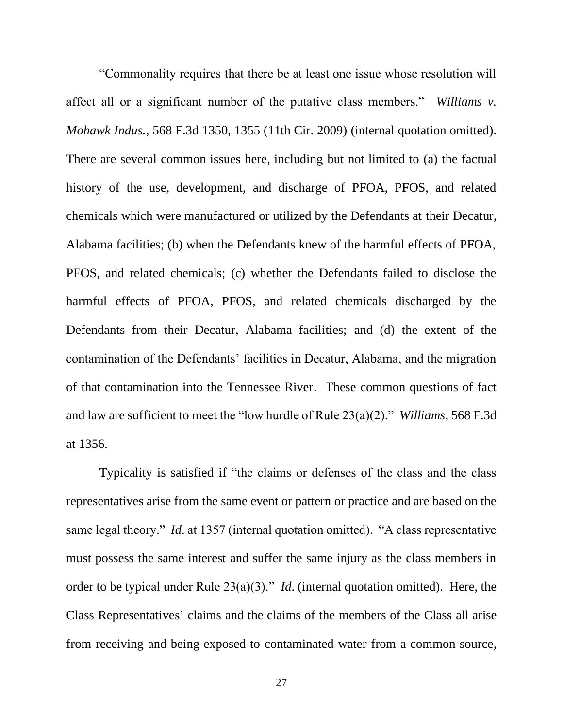"Commonality requires that there be at least one issue whose resolution will affect all or a significant number of the putative class members." *Williams v. Mohawk Indus.*, 568 F.3d 1350, 1355 (11th Cir. 2009) (internal quotation omitted). There are several common issues here, including but not limited to (a) the factual history of the use, development, and discharge of PFOA, PFOS, and related chemicals which were manufactured or utilized by the Defendants at their Decatur, Alabama facilities; (b) when the Defendants knew of the harmful effects of PFOA, PFOS, and related chemicals; (c) whether the Defendants failed to disclose the harmful effects of PFOA, PFOS, and related chemicals discharged by the Defendants from their Decatur, Alabama facilities; and (d) the extent of the contamination of the Defendants' facilities in Decatur, Alabama, and the migration of that contamination into the Tennessee River. These common questions of fact and law are sufficient to meet the "low hurdle of Rule 23(a)(2)." *Williams*, 568 F.3d at 1356.

Typicality is satisfied if "the claims or defenses of the class and the class representatives arise from the same event or pattern or practice and are based on the same legal theory." *Id*. at 1357 (internal quotation omitted). "A class representative must possess the same interest and suffer the same injury as the class members in order to be typical under Rule 23(a)(3)." *Id*. (internal quotation omitted). Here, the Class Representatives' claims and the claims of the members of the Class all arise from receiving and being exposed to contaminated water from a common source,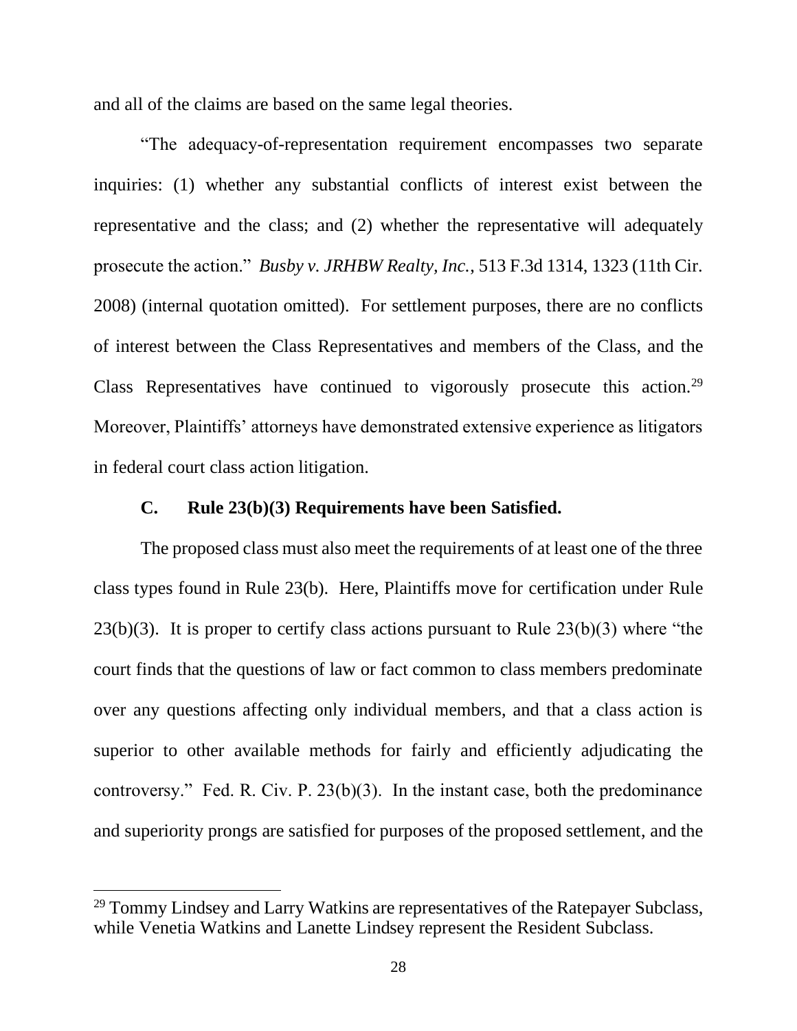and all of the claims are based on the same legal theories.

"The adequacy-of-representation requirement encompasses two separate inquiries: (1) whether any substantial conflicts of interest exist between the representative and the class; and (2) whether the representative will adequately prosecute the action." *Busby v. JRHBW Realty, Inc.*, 513 F.3d 1314, 1323 (11th Cir. 2008) (internal quotation omitted). For settlement purposes, there are no conflicts of interest between the Class Representatives and members of the Class, and the Class Representatives have continued to vigorously prosecute this action.[29] Moreover, Plaintiffs' attorneys have demonstrated extensive experience as litigators in federal court class action litigation.

### C. Rule 23(b)(3) Requirements have been Satisfied.

The proposed class must also meet the requirements of at least one of the three class types found in Rule 23(b). Here, Plaintiffs move for certification under Rule 23(b)(3). It is proper to certify class actions pursuant to Rule 23(b)(3) where "the court finds that the questions of law or fact common to class members predominate over any questions affecting only individual members, and that a class action is superior to other available methods for fairly and efficiently adjudicating the controversy." Fed. R. Civ. P. 23(b)(3). In the instant case, both the predominance and superiority prongs are satisfied for purposes of the proposed settlement, and the

---

[29] Tommy Lindsey and Larry Watkins are representatives of the Ratepayer Subclass, while Venetia Watkins and Lanette Lindsey represent the Resident Subclass.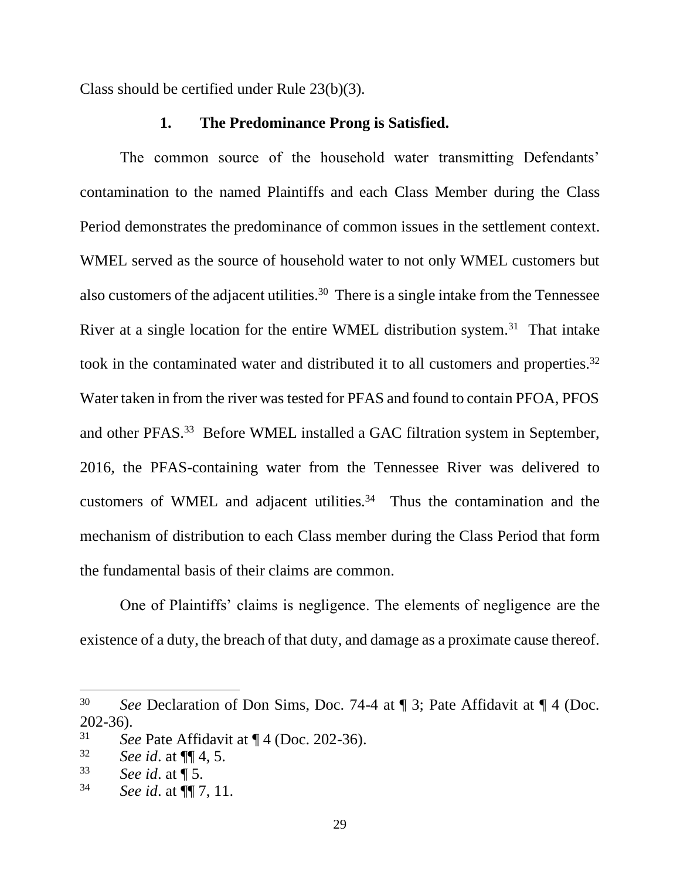Class should be certified under Rule 23(b)(3).

### 1. The Predominance Prong is Satisfied.

The common source of the household water transmitting Defendants' contamination to the named Plaintiffs and each Class Member during the Class Period demonstrates the predominance of common issues in the settlement context. WMEL served as the source of household water to not only WMEL customers but also customers of the adjacent utilities.[30] There is a single intake from the Tennessee River at a single location for the entire WMEL distribution system.[31] That intake took in the contaminated water and distributed it to all customers and properties.[32] Water taken in from the river was tested for PFAS and found to contain PFOA, PFOS and other PFAS.[33] Before WMEL installed a GAC filtration system in September, 2016, the PFAS-containing water from the Tennessee River was delivered to customers of WMEL and adjacent utilities.[34] Thus the contamination and the mechanism of distribution to each Class member during the Class Period that form the fundamental basis of their claims are common.

One of Plaintiffs' claims is negligence. The elements of negligence are the existence of a duty, the breach of that duty, and damage as a proximate cause thereof.

---

[30] *See* Declaration of Don Sims, Doc. 74-4 at ¶ 3; Pate Affidavit at ¶ 4 (Doc. 202-36).

[31] *See* Pate Affidavit at ¶ 4 (Doc. 202-36).

[32] *See id*. at ¶¶ 4, 5.

[33] *See id*. at ¶ 5.

[34] *See id*. at ¶¶ 7, 11.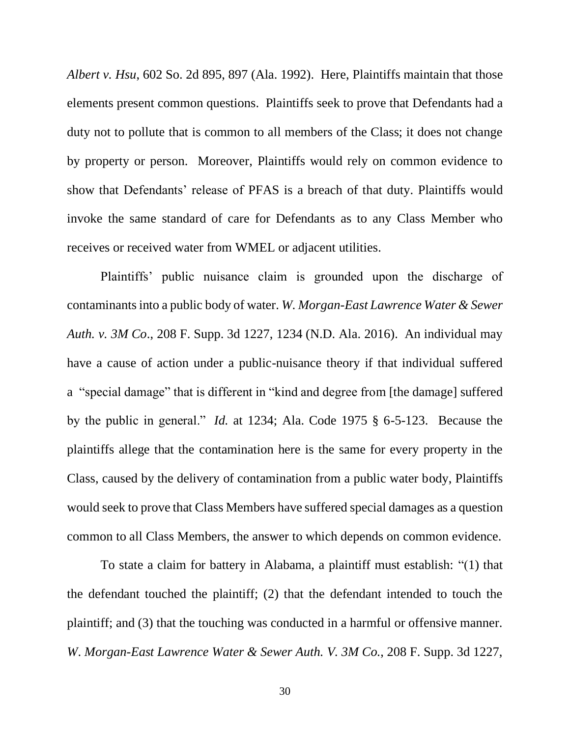*Albert v. Hsu*, 602 So. 2d 895, 897 (Ala. 1992). Here, Plaintiffs maintain that those elements present common questions. Plaintiffs seek to prove that Defendants had a duty not to pollute that is common to all members of the Class; it does not change by property or person. Moreover, Plaintiffs would rely on common evidence to show that Defendants' release of PFAS is a breach of that duty. Plaintiffs would invoke the same standard of care for Defendants as to any Class Member who receives or received water from WMEL or adjacent utilities.

Plaintiffs' public nuisance claim is grounded upon the discharge of contaminants into a public body of water. *W. Morgan-East Lawrence Water & Sewer Auth. v. 3M Co*., 208 F. Supp. 3d 1227, 1234 (N.D. Ala. 2016). An individual may have a cause of action under a public-nuisance theory if that individual suffered a "special damage" that is different in "kind and degree from [the damage] suffered by the public in general." *Id.* at 1234; Ala. Code 1975 § 6-5-123. Because the plaintiffs allege that the contamination here is the same for every property in the Class, caused by the delivery of contamination from a public water body, Plaintiffs would seek to prove that Class Members have suffered special damages as a question common to all Class Members, the answer to which depends on common evidence.

To state a claim for battery in Alabama, a plaintiff must establish: "(1) that the defendant touched the plaintiff; (2) that the defendant intended to touch the plaintiff; and (3) that the touching was conducted in a harmful or offensive manner. *W. Morgan-East Lawrence Water & Sewer Auth. V. 3M Co.,* 208 F. Supp. 3d 1227,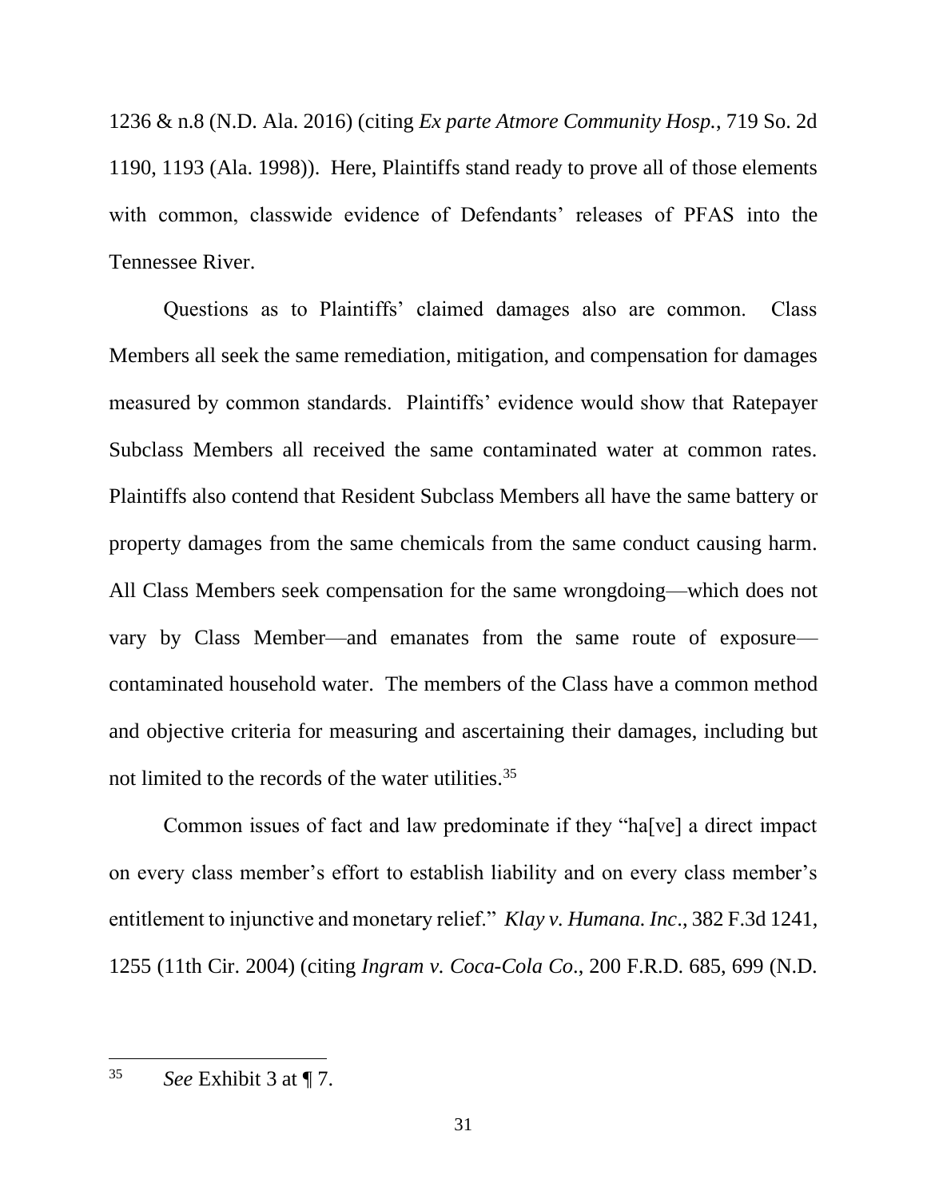1236 & n.8 (N.D. Ala. 2016) (citing *Ex parte Atmore Community Hosp.*, 719 So. 2d 1190, 1193 (Ala. 1998)). Here, Plaintiffs stand ready to prove all of those elements with common, classwide evidence of Defendants' releases of PFAS into the Tennessee River.

Questions as to Plaintiffs' claimed damages also are common. Class Members all seek the same remediation, mitigation, and compensation for damages measured by common standards. Plaintiffs' evidence would show that Ratepayer Subclass Members all received the same contaminated water at common rates. Plaintiffs also contend that Resident Subclass Members all have the same battery or property damages from the same chemicals from the same conduct causing harm. All Class Members seek compensation for the same wrongdoing—which does not vary by Class Member—and emanates from the same route of exposure—contaminated household water. The members of the Class have a common method and objective criteria for measuring and ascertaining their damages, including but not limited to the records of the water utilities.[35]

Common issues of fact and law predominate if they "ha[ve] a direct impact on every class member's effort to establish liability and on every class member's entitlement to injunctive and monetary relief." *Klay v. Humana. Inc*., 382 F.3d 1241, 1255 (11th Cir. 2004) (citing *Ingram v. Coca-Cola Co.*, 200 F.R.D. 685, 699 (N.D.

---

[35] *See* Exhibit 3 at ¶ 7.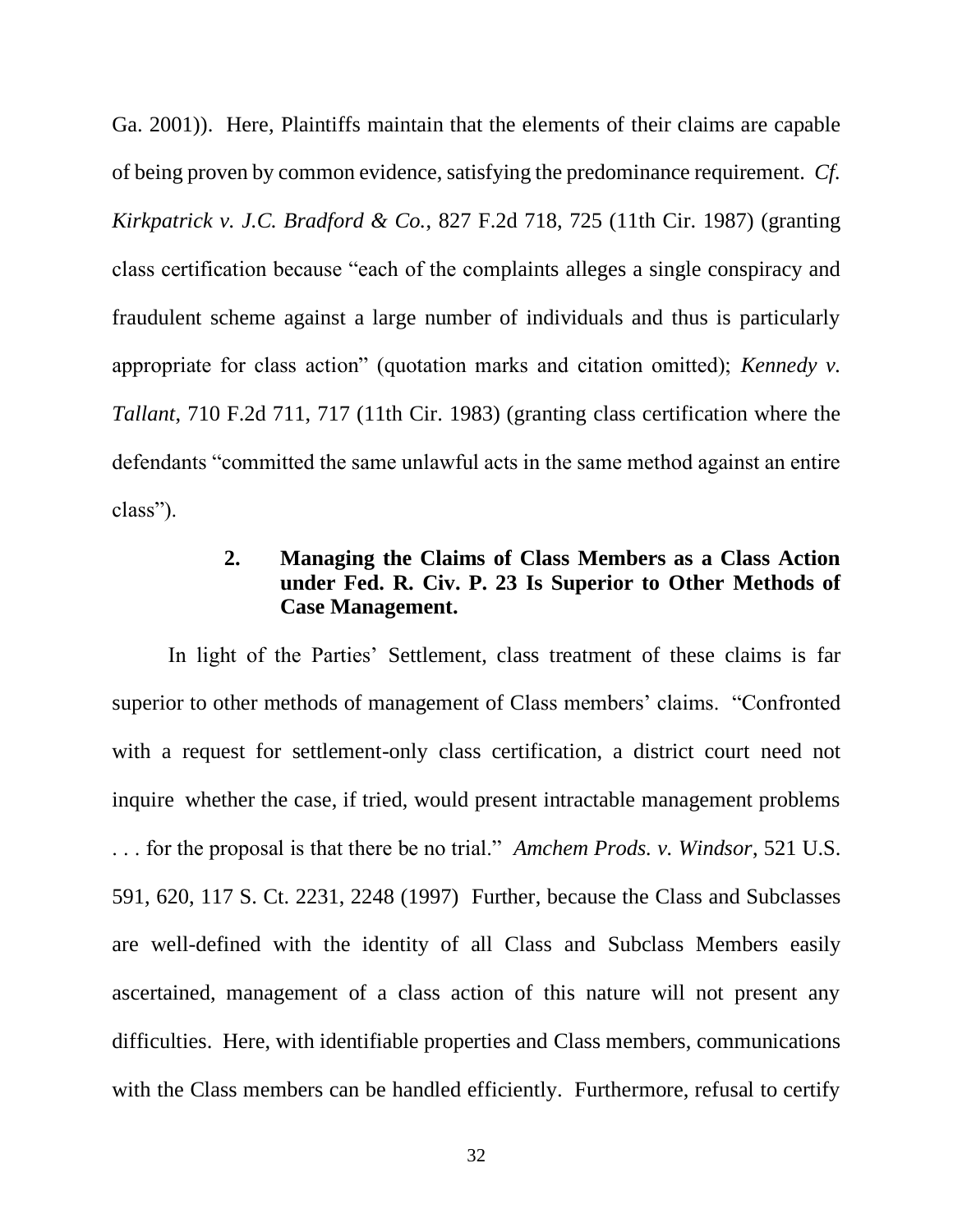Ga. 2001)). Here, Plaintiffs maintain that the elements of their claims are capable of being proven by common evidence, satisfying the predominance requirement. *Cf. Kirkpatrick v. J.C. Bradford & Co.*, 827 F.2d 718, 725 (11th Cir. 1987) (granting class certification because "each of the complaints alleges a single conspiracy and fraudulent scheme against a large number of individuals and thus is particularly appropriate for class action" (quotation marks and citation omitted); *Kennedy v. Tallant*, 710 F.2d 711, 717 (11th Cir. 1983) (granting class certification where the defendants "committed the same unlawful acts in the same method against an entire class").

### 2. Managing the Claims of Class Members as a Class Action under Fed. R. Civ. P. 23 Is Superior to Other Methods of Case Management.

In light of the Parties' Settlement, class treatment of these claims is far superior to other methods of management of Class members' claims. "Confronted with a request for settlement-only class certification, a district court need not inquire whether the case, if tried, would present intractable management problems . . . for the proposal is that there be no trial." *Amchem Prods. v. Windsor*, 521 U.S. 591, 620, 117 S. Ct. 2231, 2248 (1997) Further, because the Class and Subclasses are well-defined with the identity of all Class and Subclass Members easily ascertained, management of a class action of this nature will not present any difficulties. Here, with identifiable properties and Class members, communications with the Class members can be handled efficiently. Furthermore, refusal to certify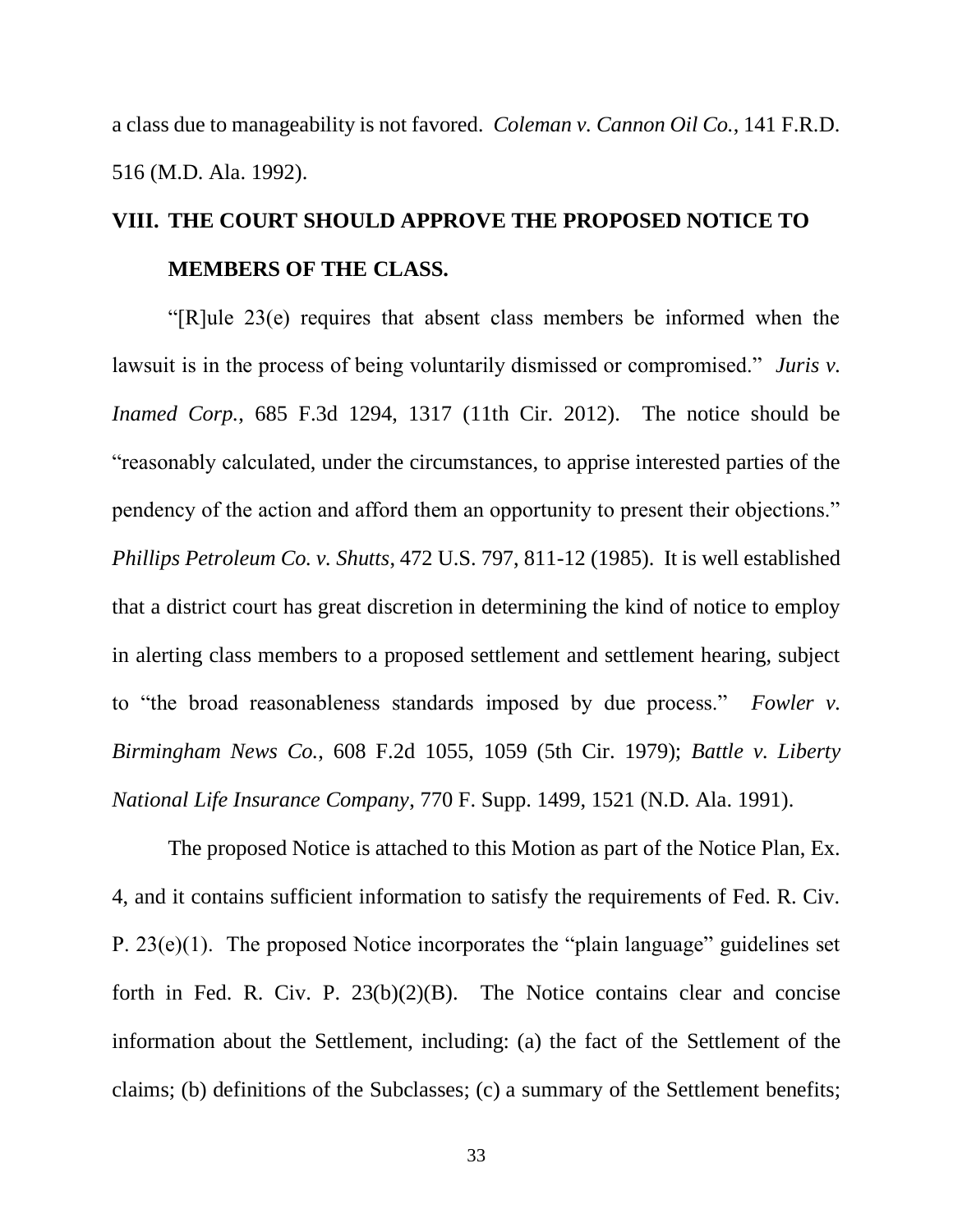a class due to manageability is not favored. *Coleman v. Cannon Oil Co.*, 141 F.R.D. 516 (M.D. Ala. 1992).

## VIII. THE COURT SHOULD APPROVE THE PROPOSED NOTICE TO MEMBERS OF THE CLASS.

"[R]ule 23(e) requires that absent class members be informed when the lawsuit is in the process of being voluntarily dismissed or compromised." *Juris v. Inamed Corp.*, 685 F.3d 1294, 1317 (11th Cir. 2012). The notice should be "reasonably calculated, under the circumstances, to apprise interested parties of the pendency of the action and afford them an opportunity to present their objections." *Phillips Petroleum Co. v. Shutts*, 472 U.S. 797, 811-12 (1985). It is well established that a district court has great discretion in determining the kind of notice to employ in alerting class members to a proposed settlement and settlement hearing, subject to "the broad reasonableness standards imposed by due process." *Fowler v. Birmingham News Co.*, 608 F.2d 1055, 1059 (5th Cir. 1979); *Battle v. Liberty National Life Insurance Company*, 770 F. Supp. 1499, 1521 (N.D. Ala. 1991).

The proposed Notice is attached to this Motion as part of the Notice Plan, Ex. 4, and it contains sufficient information to satisfy the requirements of Fed. R. Civ. P. 23(e)(1). The proposed Notice incorporates the "plain language" guidelines set forth in Fed. R. Civ. P. 23(b)(2)(B). The Notice contains clear and concise information about the Settlement, including: (a) the fact of the Settlement of the claims; (b) definitions of the Subclasses; (c) a summary of the Settlement benefits;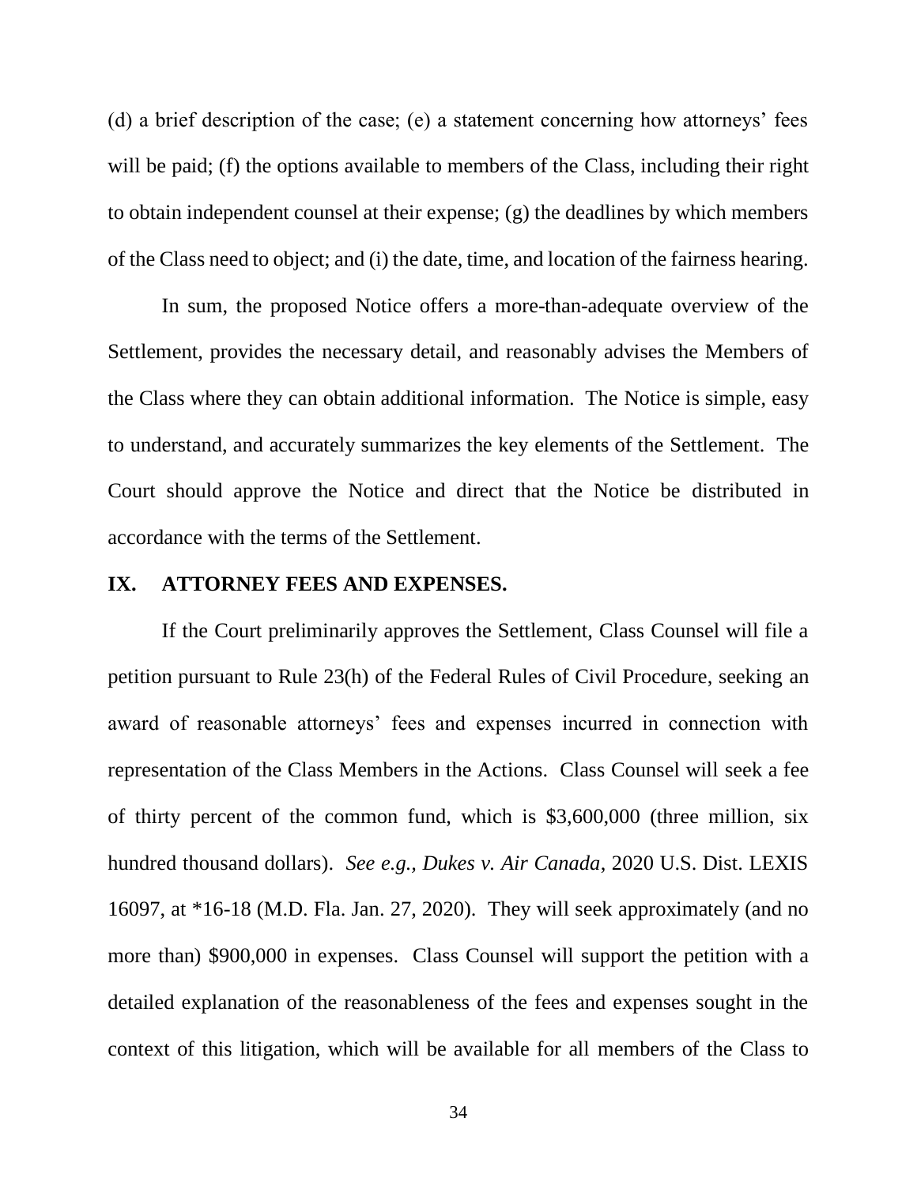(d) a brief description of the case; (e) a statement concerning how attorneys' fees will be paid; (f) the options available to members of the Class, including their right to obtain independent counsel at their expense; (g) the deadlines by which members of the Class need to object; and (i) the date, time, and location of the fairness hearing.

In sum, the proposed Notice offers a more-than-adequate overview of the Settlement, provides the necessary detail, and reasonably advises the Members of the Class where they can obtain additional information. The Notice is simple, easy to understand, and accurately summarizes the key elements of the Settlement. The Court should approve the Notice and direct that the Notice be distributed in accordance with the terms of the Settlement.

## IX. ATTORNEY FEES AND EXPENSES.

If the Court preliminarily approves the Settlement, Class Counsel will file a petition pursuant to Rule 23(h) of the Federal Rules of Civil Procedure, seeking an award of reasonable attorneys' fees and expenses incurred in connection with representation of the Class Members in the Actions. Class Counsel will seek a fee of thirty percent of the common fund, which is $3,600,000 (three million, six hundred thousand dollars). *See e.g., Dukes v. Air Canada*, 2020 U.S. Dist. LEXIS 16097, at *16-18 (M.D. Fla. Jan. 27, 2020). They will seek approximately (and no more than) $900,000 in expenses. Class Counsel will support the petition with a detailed explanation of the reasonableness of the fees and expenses sought in the context of this litigation, which will be available for all members of the Class to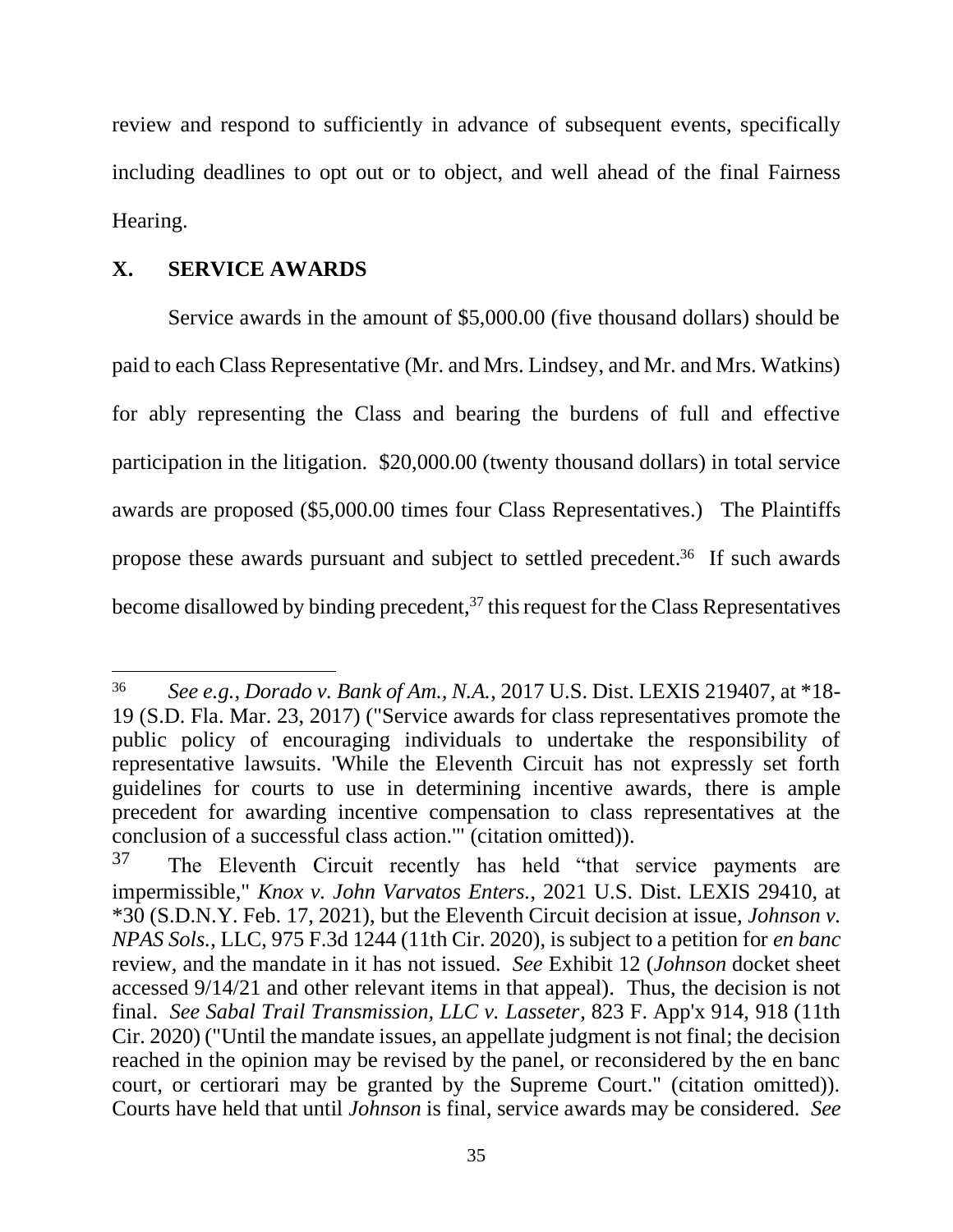review and respond to sufficiently in advance of subsequent events, specifically including deadlines to opt out or to object, and well ahead of the final Fairness Hearing.

## X. SERVICE AWARDS

Service awards in the amount of $5,000.00 (five thousand dollars) should be paid to each Class Representative (Mr. and Mrs. Lindsey, and Mr. and Mrs. Watkins) for ably representing the Class and bearing the burdens of full and effective participation in the litigation. $20,000.00 (twenty thousand dollars) in total service awards are proposed ($5,000.00 times four Class Representatives.) The Plaintiffs propose these awards pursuant and subject to settled precedent.[36] If such awards become disallowed by binding precedent,[37] this request for the Class Representatives

---

[36] *See e.g., Dorado v. Bank of Am., N.A.*, 2017 U.S. Dist. LEXIS 219407, at *18-19 (S.D. Fla. Mar. 23, 2017) ("Service awards for class representatives promote the public policy of encouraging individuals to undertake the responsibility of representative lawsuits. 'While the Eleventh Circuit has not expressly set forth guidelines for courts to use in determining incentive awards, there is ample precedent for awarding incentive compensation to class representatives at the conclusion of a successful class action.'" (citation omitted)).

[37] The Eleventh Circuit recently has held "that service payments are impermissible," *Knox v. John Varvatos Enters.*, 2021 U.S. Dist. LEXIS 29410, at *30 (S.D.N.Y. Feb. 17, 2021), but the Eleventh Circuit decision at issue, *Johnson v. NPAS Sols.*, LLC, 975 F.3d 1244 (11th Cir. 2020), is subject to a petition for *en banc* review, and the mandate in it has not issued. *See* Exhibit 12 (*Johnson* docket sheet accessed 9/14/21 and other relevant items in that appeal). Thus, the decision is not final. *See Sabal Trail Transmission, LLC v. Lasseter*, 823 F. App'x 914, 918 (11th Cir. 2020) ("Until the mandate issues, an appellate judgment is not final; the decision reached in the opinion may be revised by the panel, or reconsidered by the en banc court, or certiorari may be granted by the Supreme Court." (citation omitted)). Courts have held that until *Johnson* is final, service awards may be considered. *See*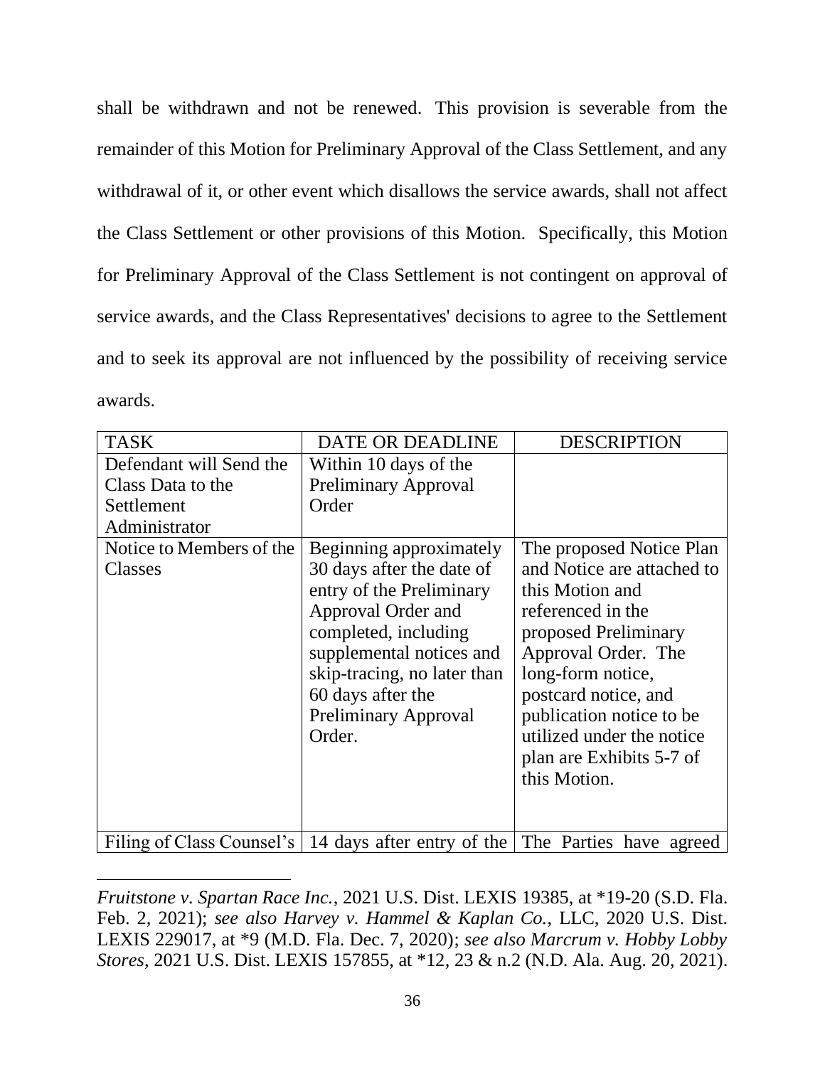shall be withdrawn and not be renewed. This provision is severable from the remainder of this Motion for Preliminary Approval of the Class Settlement, and any withdrawal of it, or other event which disallows the service awards, shall not affect the Class Settlement or other provisions of this Motion. Specifically, this Motion for Preliminary Approval of the Class Settlement is not contingent on approval of service awards, and the Class Representatives' decisions to agree to the Settlement and to seek its approval are not influenced by the possibility of receiving service awards.

| TASK | DATE OR DEADLINE | DESCRIPTION |
|---|---|---|
| Defendant will Send the Class Data to the Settlement Administrator | Within 10 days of the Preliminary Approval Order | |
| Notice to Members of the Classes | Beginning approximately 30 days after the date of entry of the Preliminary Approval Order and completed, including supplemental notices and skip-tracing, no later than 60 days after the Preliminary Approval Order. | The proposed Notice Plan and Notice are attached to this Motion and referenced in the proposed Preliminary Approval Order. The long-form notice, postcard notice, and publication notice to be utilized under the notice plan are Exhibits 5-7 of this Motion. |
| Filing of Class Counsel's | 14 days after entry of the | The Parties have agreed |

---

*Fruitstone v. Spartan Race Inc.*, 2021 U.S. Dist. LEXIS 19385, at *19-20 (S.D. Fla. Feb. 2, 2021); *see also Harvey v. Hammel & Kaplan Co.*, LLC, 2020 U.S. Dist. LEXIS 229017, at *9 (M.D. Fla. Dec. 7, 2020); *see also Marcrum v. Hobby Lobby Stores*, 2021 U.S. Dist. LEXIS 157855, at *12, 23 & n.2 (N.D. Ala. Aug. 20, 2021).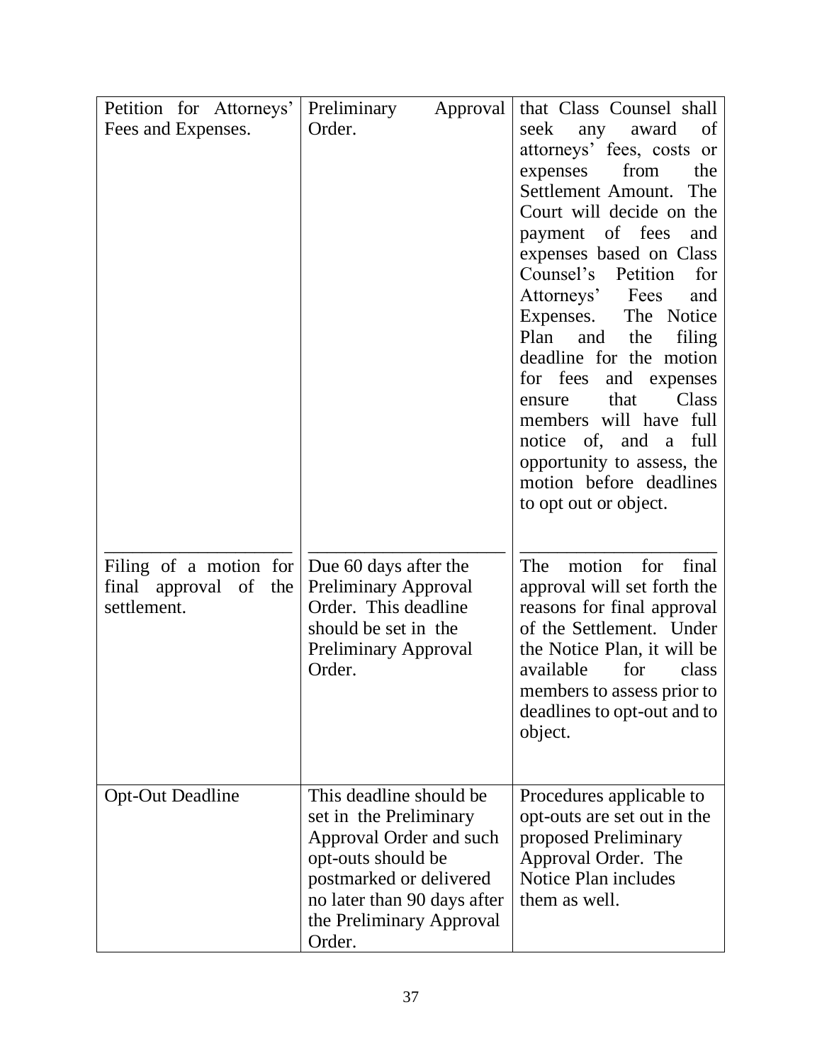| Petition for Attorneys' Fees and Expenses. | Preliminary Approval Order. | that Class Counsel shall seek any award of attorneys' fees, costs or expenses from the Settlement Amount. The Court will decide on the payment of fees and expenses based on Class Counsel's Petition for Attorneys' Fees and Expenses. The Notice Plan and the filing deadline for the motion for fees and expenses ensure that Class members will have full notice of, and a full opportunity to assess, the motion before deadlines to opt out or object. |
|---|---|---|
| Filing of a motion for final approval of the settlement. | Due 60 days after the Preliminary Approval Order. This deadline should be set in the Preliminary Approval Order. | The motion for final approval will set forth the reasons for final approval of the Settlement. Under the Notice Plan, it will be available for class members to assess prior to deadlines to opt-out and to object. |
| Opt-Out Deadline | This deadline should be set in the Preliminary Approval Order and such opt-outs should be postmarked or delivered no later than 90 days after the Preliminary Approval Order. | Procedures applicable to opt-outs are set out in the proposed Preliminary Approval Order. The Notice Plan includes them as well. |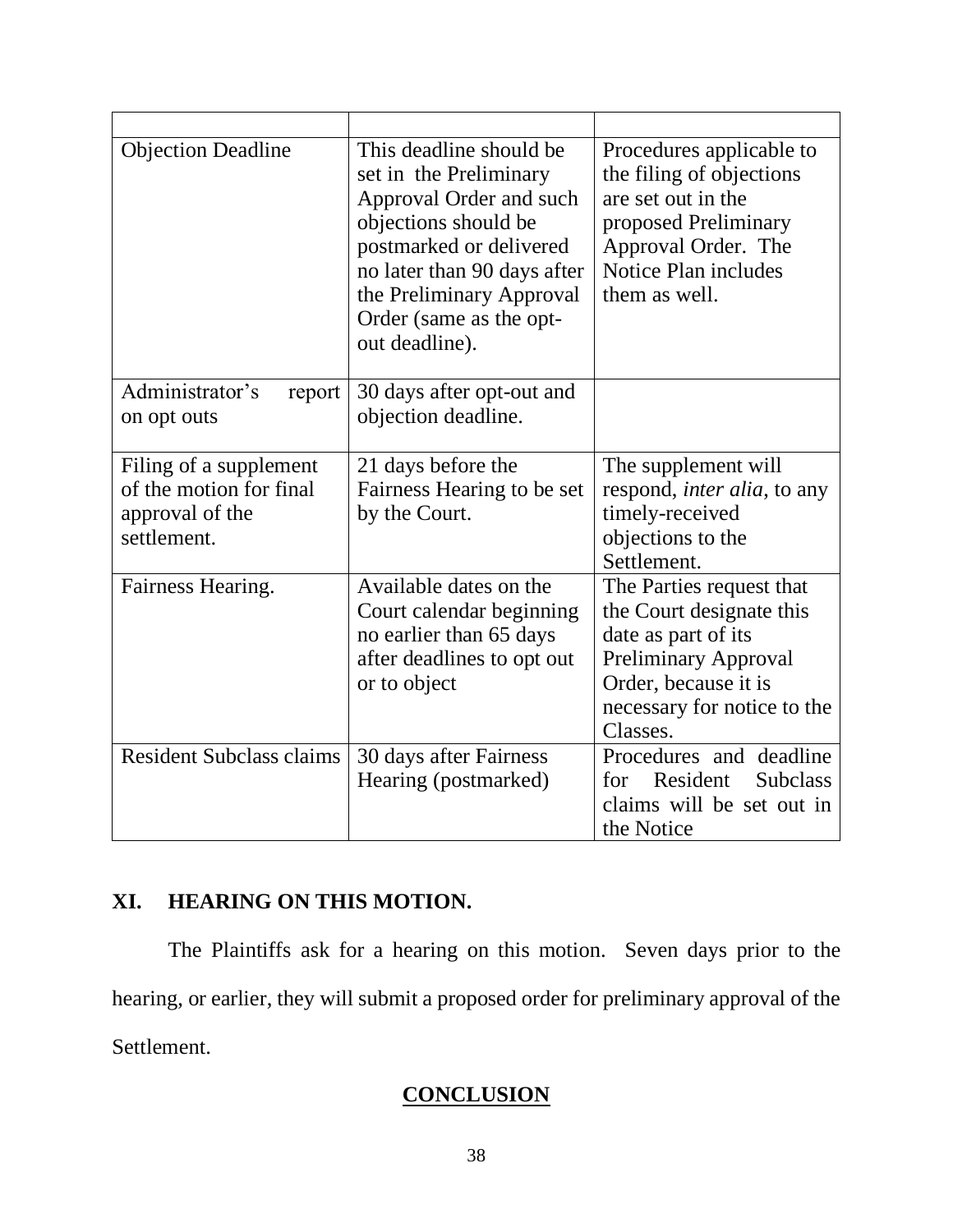| | | |
|---|---|---|
| Objection Deadline | This deadline should be set in the Preliminary Approval Order and such objections should be postmarked or delivered no later than 90 days after the Preliminary Approval Order (same as the opt-out deadline). | Procedures applicable to the filing of objections are set out in the proposed Preliminary Approval Order. The Notice Plan includes them as well. |
| Administrator's report on opt outs | 30 days after opt-out and objection deadline. | |
| Filing of a supplement of the motion for final approval of the settlement. | 21 days before the Fairness Hearing to be set by the Court. | The supplement will respond, *inter alia*, to any timely-received objections to the Settlement. |
| Fairness Hearing. | Available dates on the Court calendar beginning no earlier than 65 days after deadlines to opt out or to object | The Parties request that the Court designate this date as part of its Preliminary Approval Order, because it is necessary for notice to the Classes. |
| Resident Subclass claims | 30 days after Fairness Hearing (postmarked) | Procedures and deadline for Resident Subclass claims will be set out in the Notice |

## XI. HEARING ON THIS MOTION.

The Plaintiffs ask for a hearing on this motion. Seven days prior to the hearing, or earlier, they will submit a proposed order for preliminary approval of the Settlement.

## CONCLUSION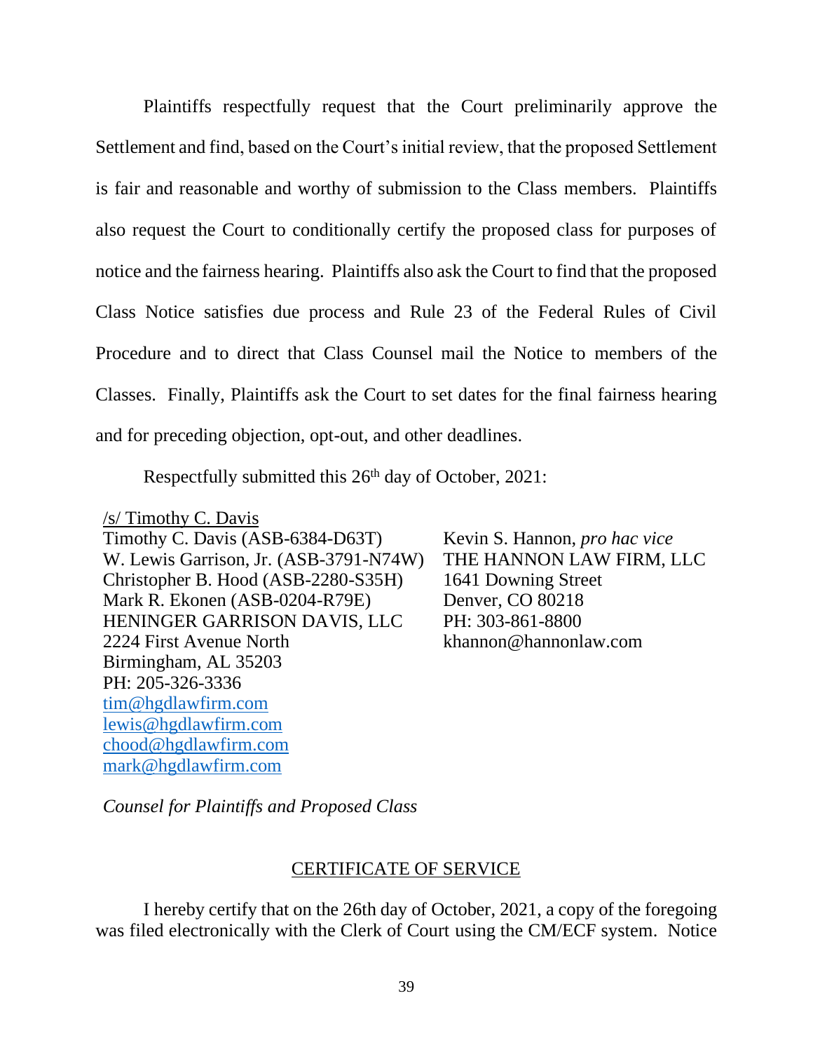Plaintiffs respectfully request that the Court preliminarily approve the Settlement and find, based on the Court's initial review, that the proposed Settlement is fair and reasonable and worthy of submission to the Class members. Plaintiffs also request the Court to conditionally certify the proposed class for purposes of notice and the fairness hearing. Plaintiffs also ask the Court to find that the proposed Class Notice satisfies due process and Rule 23 of the Federal Rules of Civil Procedure and to direct that Class Counsel mail the Notice to members of the Classes. Finally, Plaintiffs ask the Court to set dates for the final fairness hearing and for preceding objection, opt-out, and other deadlines.

Respectfully submitted this 26th day of October, 2021:

/s/ Timothy C. Davis
Timothy C. Davis (ASB-6384-D63T)
W. Lewis Garrison, Jr. (ASB-3791-N74W)
Christopher B. Hood (ASB-2280-S35H)
Mark R. Ekonen (ASB-0204-R79E)
HENINGER GARRISON DAVIS, LLC
2224 First Avenue North
Birmingham, AL 35203
PH: 205-326-3336
tim@hgdlawfirm.com
lewis@hgdlawfirm.com
chood@hgdlawfirm.com
mark@hgdlawfirm.com

Kevin S. Hannon, *pro hac vice*
THE HANNON LAW FIRM, LLC
1641 Downing Street
Denver, CO 80218
PH: 303-861-8800
khannon@hannonlaw.com

*Counsel for Plaintiffs and Proposed Class*

## CERTIFICATE OF SERVICE

I hereby certify that on the 26th day of October, 2021, a copy of the foregoing was filed electronically with the Clerk of Court using the CM/ECF system. Notice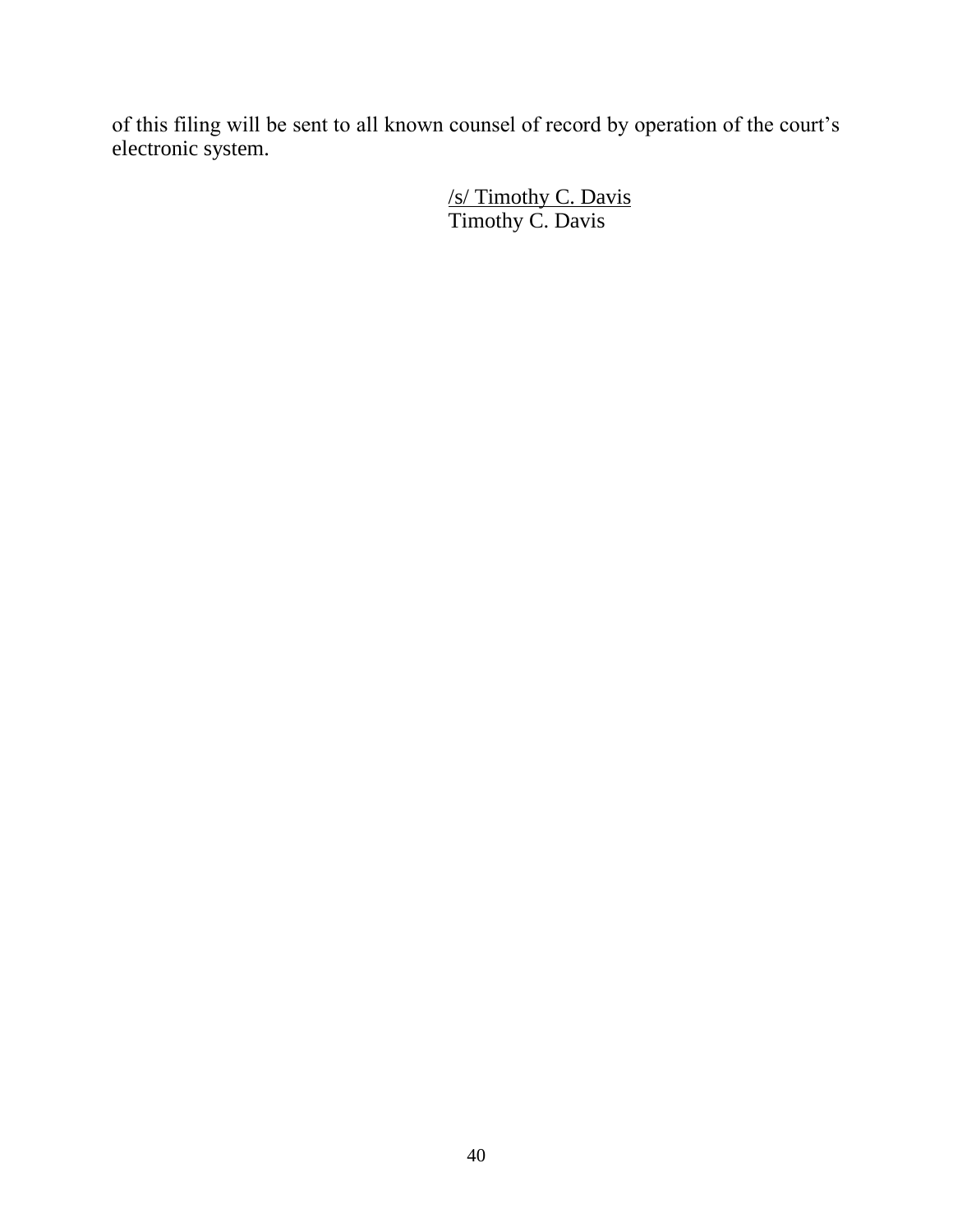of this filing will be sent to all known counsel of record by operation of the court's electronic system.

/s/ Timothy C. Davis
Timothy C. Davis